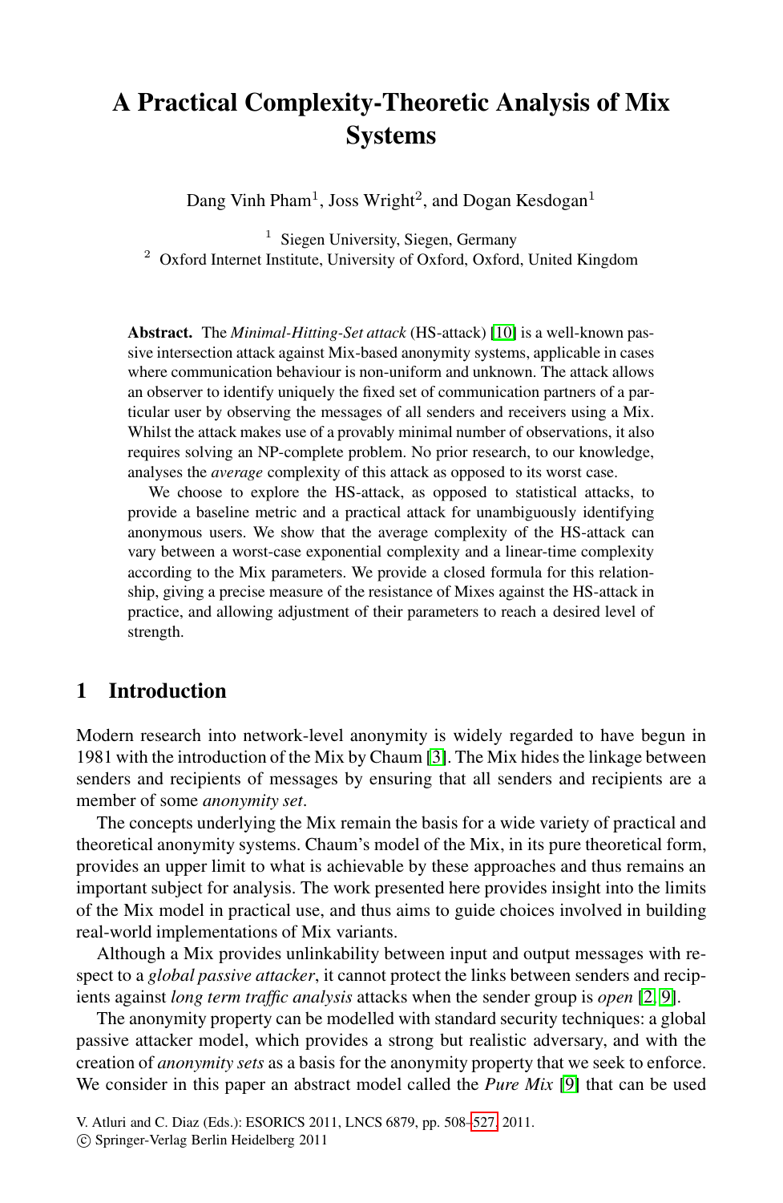# A Practical Complexity-Theoretic Analysis of Mix Systems

Dang Vinh Pham[1], Joss Wright[2], and Dogan Kesdogan[1]

[1] Siegen University, Siegen, Germany
[2] Oxford Internet Institute, University of Oxford, Oxford, United Kingdom

**Abstract.** The *Minimal-Hitting-Set attack* (HS-attack) [10] is a well-known passive intersection attack against Mix-based anonymity systems, applicable in cases where communication behaviour is non-uniform and unknown. The attack allows an observer to identify uniquely the fixed set of communication partners of a particular user by observing the messages of all senders and receivers using a Mix. Whilst the attack makes use of a provably minimal number of observations, it also requires solving an NP-complete problem. No prior research, to our knowledge, analyses the *average* complexity of this attack as opposed to its worst case.

We choose to explore the HS-attack, as opposed to statistical attacks, to provide a baseline metric and a practical attack for unambiguously identifying anonymous users. We show that the average complexity of the HS-attack can vary between a worst-case exponential complexity and a linear-time complexity according to the Mix parameters. We provide a closed formula for this relationship, giving a precise measure of the resistance of Mixes against the HS-attack in practice, and allowing adjustment of their parameters to reach a desired level of strength.

## 1 Introduction

Modern research into network-level anonymity is widely regarded to have begun in 1981 with the introduction of the Mix by Chaum [3]. The Mix hides the linkage between senders and recipients of messages by ensuring that all senders and recipients are a member of some *anonymity set*.

The concepts underlying the Mix remain the basis for a wide variety of practical and theoretical anonymity systems. Chaum's model of the Mix, in its pure theoretical form, provides an upper limit to what is achievable by these approaches and thus remains an important subject for analysis. The work presented here provides insight into the limits of the Mix model in practical use, and thus aims to guide choices involved in building real-world implementations of Mix variants.

Although a Mix provides unlinkability between input and output messages with respect to a *global passive attacker*, it cannot protect the links between senders and recipients against *long term traffic analysis* attacks when the sender group is *open* [2, 9].

The anonymity property can be modelled with standard security techniques: a global passive attacker model, which provides a strong but realistic adversary, and with the creation of *anonymity sets* as a basis for the anonymity property that we seek to enforce. We consider in this paper an abstract model called the *Pure Mix* [9] that can be used

V. Atluri and C. Diaz (Eds.): ESORICS 2011, LNCS 6879, pp. 508–527, 2011.
© Springer-Verlag Berlin Heidelberg 2011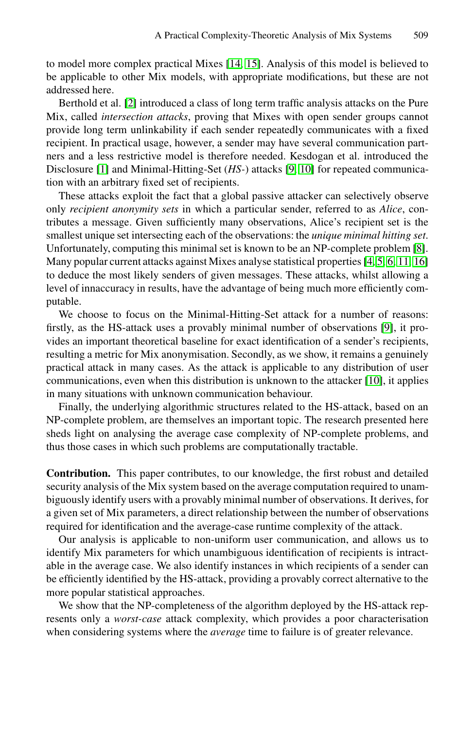to model more complex practical Mixes [14, 15]. Analysis of this model is believed to be applicable to other Mix models, with appropriate modifications, but these are not addressed here.

Berthold et al. [2] introduced a class of long term traffic analysis attacks on the Pure Mix, called *intersection attacks*, proving that Mixes with open sender groups cannot provide long term unlinkability if each sender repeatedly communicates with a fixed recipient. In practical usage, however, a sender may have several communication partners and a less restrictive model is therefore needed. Kesdogan et al. introduced the Disclosure [1] and Minimal-Hitting-Set (*HS*-) attacks [9, 10] for repeated communication with an arbitrary fixed set of recipients.

These attacks exploit the fact that a global passive attacker can selectively observe only *recipient anonymity sets* in which a particular sender, referred to as *Alice*, contributes a message. Given sufficiently many observations, Alice's recipient set is the smallest unique set intersecting each of the observations: the *unique minimal hitting set*. Unfortunately, computing this minimal set is known to be an NP-complete problem [8]. Many popular current attacks against Mixes analyse statistical properties [4, 5, 6, 11, 16] to deduce the most likely senders of given messages. These attacks, whilst allowing a level of innaccuracy in results, have the advantage of being much more efficiently computable.

We choose to focus on the Minimal-Hitting-Set attack for a number of reasons: firstly, as the HS-attack uses a provably minimal number of observations [9], it provides an important theoretical baseline for exact identification of a sender's recipients, resulting a metric for Mix anonymisation. Secondly, as we show, it remains a genuinely practical attack in many cases. As the attack is applicable to any distribution of user communications, even when this distribution is unknown to the attacker [10], it applies in many situations with unknown communication behaviour.

Finally, the underlying algorithmic structures related to the HS-attack, based on an NP-complete problem, are themselves an important topic. The research presented here sheds light on analysing the average case complexity of NP-complete problems, and thus those cases in which such problems are computationally tractable.

**Contribution.** This paper contributes, to our knowledge, the first robust and detailed security analysis of the Mix system based on the average computation required to unambiguously identify users with a provably minimal number of observations. It derives, for a given set of Mix parameters, a direct relationship between the number of observations required for identification and the average-case runtime complexity of the attack.

Our analysis is applicable to non-uniform user communication, and allows us to identify Mix parameters for which unambiguous identification of recipients is intractable in the average case. We also identify instances in which recipients of a sender can be efficiently identified by the HS-attack, providing a provably correct alternative to the more popular statistical approaches.

We show that the NP-completeness of the algorithm deployed by the HS-attack represents only a *worst-case* attack complexity, which provides a poor characterisation when considering systems where the *average* time to failure is of greater relevance.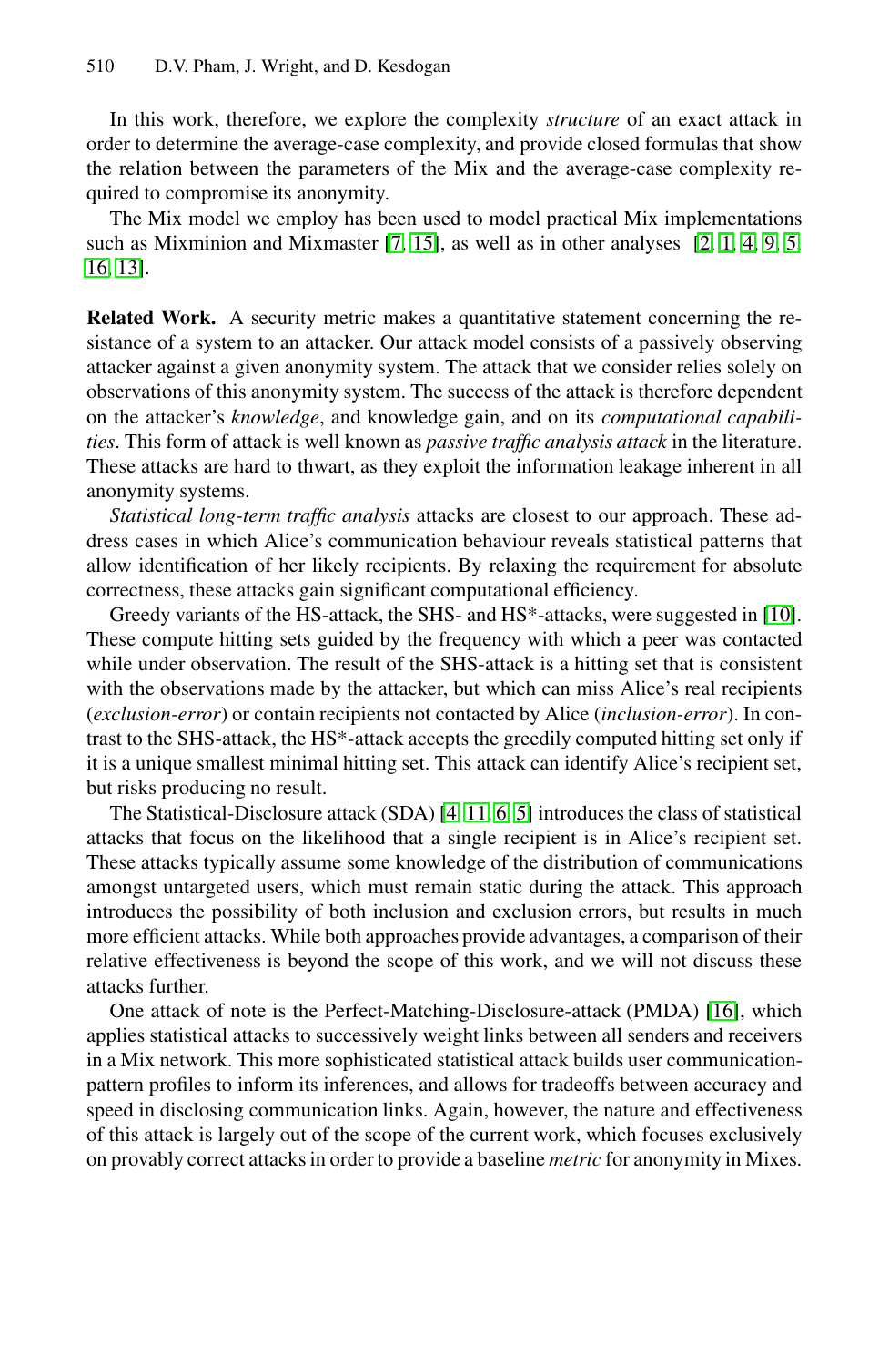In this work, therefore, we explore the complexity *structure* of an exact attack in order to determine the average-case complexity, and provide closed formulas that show the relation between the parameters of the Mix and the average-case complexity required to compromise its anonymity.

The Mix model we employ has been used to model practical Mix implementations such as Mixminion and Mixmaster [7, 15], as well as in other analyses [2, 1, 4, 9, 5, 16, 13].

**Related Work.** A security metric makes a quantitative statement concerning the resistance of a system to an attacker. Our attack model consists of a passively observing attacker against a given anonymity system. The attack that we consider relies solely on observations of this anonymity system. The success of the attack is therefore dependent on the attacker's *knowledge*, and knowledge gain, and on its *computational capabilities*. This form of attack is well known as *passive traffic analysis attack* in the literature. These attacks are hard to thwart, as they exploit the information leakage inherent in all anonymity systems.

*Statistical long-term traffic analysis* attacks are closest to our approach. These address cases in which Alice's communication behaviour reveals statistical patterns that allow identification of her likely recipients. By relaxing the requirement for absolute correctness, these attacks gain significant computational efficiency.

Greedy variants of the HS-attack, the SHS- and HS*-attacks, were suggested in [10]. These compute hitting sets guided by the frequency with which a peer was contacted while under observation. The result of the SHS-attack is a hitting set that is consistent with the observations made by the attacker, but which can miss Alice's real recipients (*exclusion-error*) or contain recipients not contacted by Alice (*inclusion-error*). In contrast to the SHS-attack, the HS*-attack accepts the greedily computed hitting set only if it is a unique smallest minimal hitting set. This attack can identify Alice's recipient set, but risks producing no result.

The Statistical-Disclosure attack (SDA) [4, 11, 6, 5] introduces the class of statistical attacks that focus on the likelihood that a single recipient is in Alice's recipient set. These attacks typically assume some knowledge of the distribution of communications amongst untargeted users, which must remain static during the attack. This approach introduces the possibility of both inclusion and exclusion errors, but results in much more efficient attacks. While both approaches provide advantages, a comparison of their relative effectiveness is beyond the scope of this work, and we will not discuss these attacks further.

One attack of note is the Perfect-Matching-Disclosure-attack (PMDA) [16], which applies statistical attacks to successively weight links between all senders and receivers in a Mix network. This more sophisticated statistical attack builds user communication-pattern profiles to inform its inferences, and allows for tradeoffs between accuracy and speed in disclosing communication links. Again, however, the nature and effectiveness of this attack is largely out of the scope of the current work, which focuses exclusively on provably correct attacks in order to provide a baseline *metric* for anonymity in Mixes.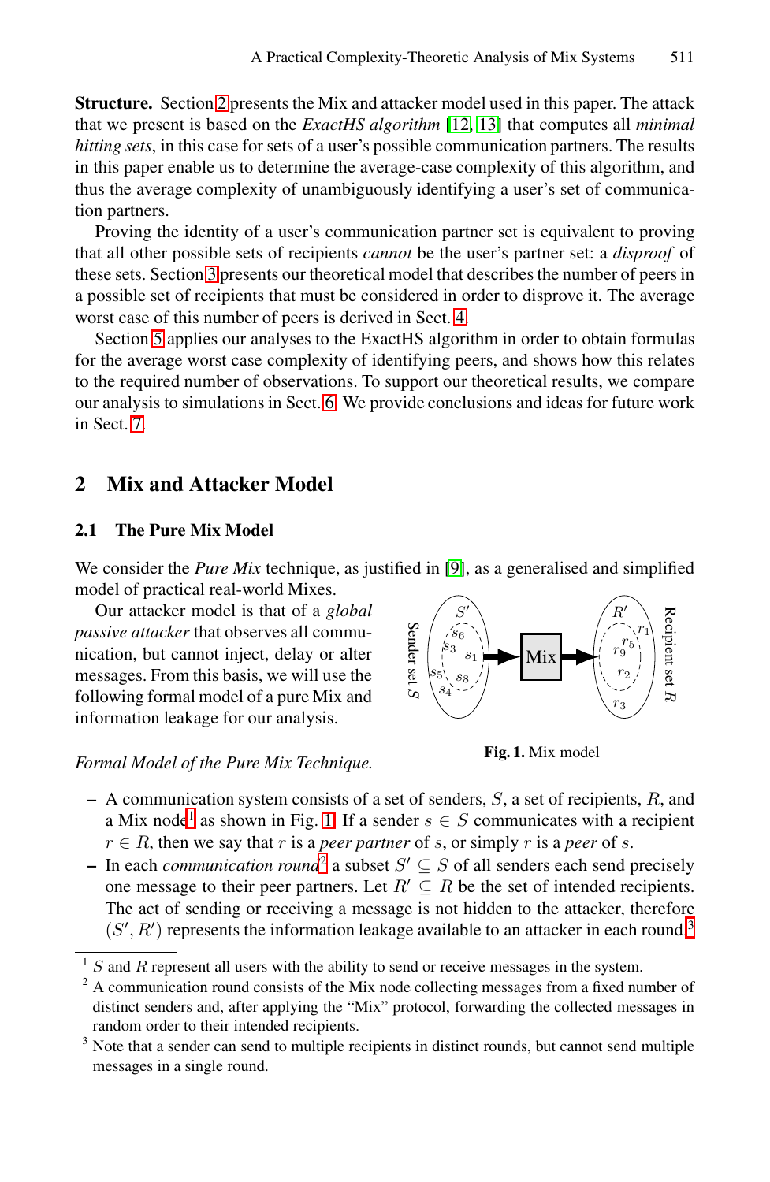**Structure.** Section 2 presents the Mix and attacker model used in this paper. The attack that we present is based on the *ExactHS algorithm* [12, 13] that computes all *minimal hitting sets*, in this case for sets of a user's possible communication partners. The results in this paper enable us to determine the average-case complexity of this algorithm, and thus the average complexity of unambiguously identifying a user's set of communication partners.

Proving the identity of a user's communication partner set is equivalent to proving that all other possible sets of recipients *cannot* be the user's partner set: a *disproof* of these sets. Section 3 presents our theoretical model that describes the number of peers in a possible set of recipients that must be considered in order to disprove it. The average worst case of this number of peers is derived in Sect. 4.

Section 5 applies our analyses to the ExactHS algorithm in order to obtain formulas for the average worst case complexity of identifying peers, and shows how this relates to the required number of observations. To support our theoretical results, we compare our analysis to simulations in Sect. 6. We provide conclusions and ideas for future work in Sect. 7.

## 2 Mix and Attacker Model

### 2.1 The Pure Mix Model

We consider the *Pure Mix* technique, as justified in [9], as a generalised and simplified model of practical real-world Mixes.

Our attacker model is that of a *global passive attacker* that observes all communication, but cannot inject, delay or alter messages. From this basis, we will use the following formal model of a pure Mix and information leakage for our analysis.

**Fig. 1.** Mix model

*Formal Model of the Pure Mix Technique.*

- A communication system consists of a set of senders, $S$, a set of recipients, $R$, and a Mix node[1] as shown in Fig. 1. If a sender $s \in S$ communicates with a recipient $r \in R$, then we say that $r$ is a *peer partner* of $s$, or simply $r$ is a *peer* of $s$.
- In each *communication round*[2] a subset $S' \subseteq S$ of all senders each send precisely one message to their peer partners. Let $R' \subseteq R$ be the set of intended recipients. The act of sending or receiving a message is not hidden to the attacker, therefore $(S', R')$ represents the information leakage available to an attacker in each round.[3]

---

[1] $S$ and $R$ represent all users with the ability to send or receive messages in the system.

[2] A communication round consists of the Mix node collecting messages from a fixed number of distinct senders and, after applying the "Mix" protocol, forwarding the collected messages in random order to their intended recipients.

[3] Note that a sender can send to multiple recipients in distinct rounds, but cannot send multiple messages in a single round.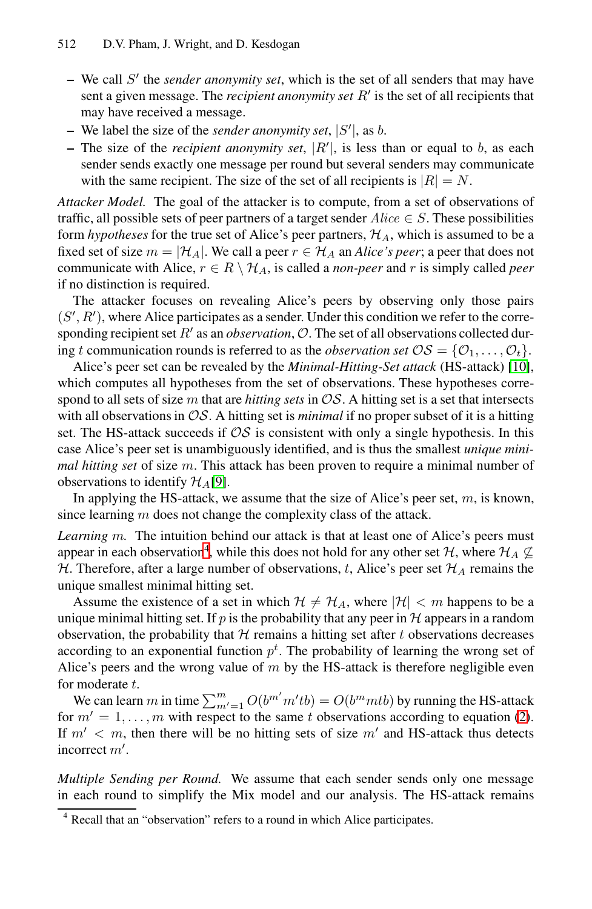- We call $S'$ the *sender anonymity set*, which is the set of all senders that may have sent a given message. The *recipient anonymity set* $R'$ is the set of all recipients that may have received a message.
- We label the size of the *sender anonymity set*, $|S'|$, as $b$.
- The size of the *recipient anonymity set*, $|R'|$, is less than or equal to $b$, as each sender sends exactly one message per round but several senders may communicate with the same recipient. The size of the set of all recipients is $|R| = N$.

*Attacker Model.* The goal of the attacker is to compute, from a set of observations of traffic, all possible sets of peer partners of a target sender $Alice \in S$. These possibilities form *hypotheses* for the true set of Alice's peer partners, $\mathcal{H}_A$, which is assumed to be a fixed set of size $m = |\mathcal{H}_A|$. We call a peer $r \in \mathcal{H}_A$ an *Alice's peer*; a peer that does not communicate with Alice, $r \in R \setminus \mathcal{H}_A$, is called a *non-peer* and $r$ is simply called *peer* if no distinction is required.

The attacker focuses on revealing Alice's peers by observing only those pairs $(S', R')$, where Alice participates as a sender. Under this condition we refer to the corresponding recipient set $R'$ as an *observation*, $\mathcal{O}$. The set of all observations collected during $t$ communication rounds is referred to as the *observation set* $\mathcal{OS} = \{\mathcal{O}_1, \ldots, \mathcal{O}_t\}$.

Alice's peer set can be revealed by the *Minimal-Hitting-Set attack* (HS-attack) [10], which computes all hypotheses from the set of observations. These hypotheses correspond to all sets of size $m$ that are *hitting sets* in $\mathcal{OS}$. A hitting set is a set that intersects with all observations in $\mathcal{OS}$. A hitting set is *minimal* if no proper subset of it is a hitting set. The HS-attack succeeds if $\mathcal{OS}$ is consistent with only a single hypothesis. In this case Alice's peer set is unambiguously identified, and is thus the smallest *unique minimal hitting set* of size $m$. This attack has been proven to require a minimal number of observations to identify $\mathcal{H}_A$[9].

In applying the HS-attack, we assume that the size of Alice's peer set, $m$, is known, since learning $m$ does not change the complexity class of the attack.

*Learning $m$.* The intuition behind our attack is that at least one of Alice's peers must appear in each observation[4], while this does not hold for any other set $\mathcal{H}$, where $\mathcal{H}_A \not\subseteq \mathcal{H}$. Therefore, after a large number of observations, $t$, Alice's peer set $\mathcal{H}_A$ remains the unique smallest minimal hitting set.

Assume the existence of a set in which $\mathcal{H} \neq \mathcal{H}_A$, where $|\mathcal{H}| < m$ happens to be a unique minimal hitting set. If $p$ is the probability that any peer in $\mathcal{H}$ appears in a random observation, the probability that $\mathcal{H}$ remains a hitting set after $t$ observations decreases according to an exponential function $p^t$. The probability of learning the wrong set of Alice's peers and the wrong value of $m$ by the HS-attack is therefore negligible even for moderate $t$.

We can learn $m$ in time $\sum_{m'=1}^{m} O(b^{m'} m' t b) = O(b^m m t b)$ by running the HS-attack for $m' = 1, \ldots, m$ with respect to the same $t$ observations according to equation (2). If $m' < m$, then there will be no hitting sets of size $m'$ and HS-attack thus detects incorrect $m'$.

*Multiple Sending per Round.* We assume that each sender sends only one message in each round to simplify the Mix model and our analysis. The HS-attack remains

[4] Recall that an "observation" refers to a round in which Alice participates.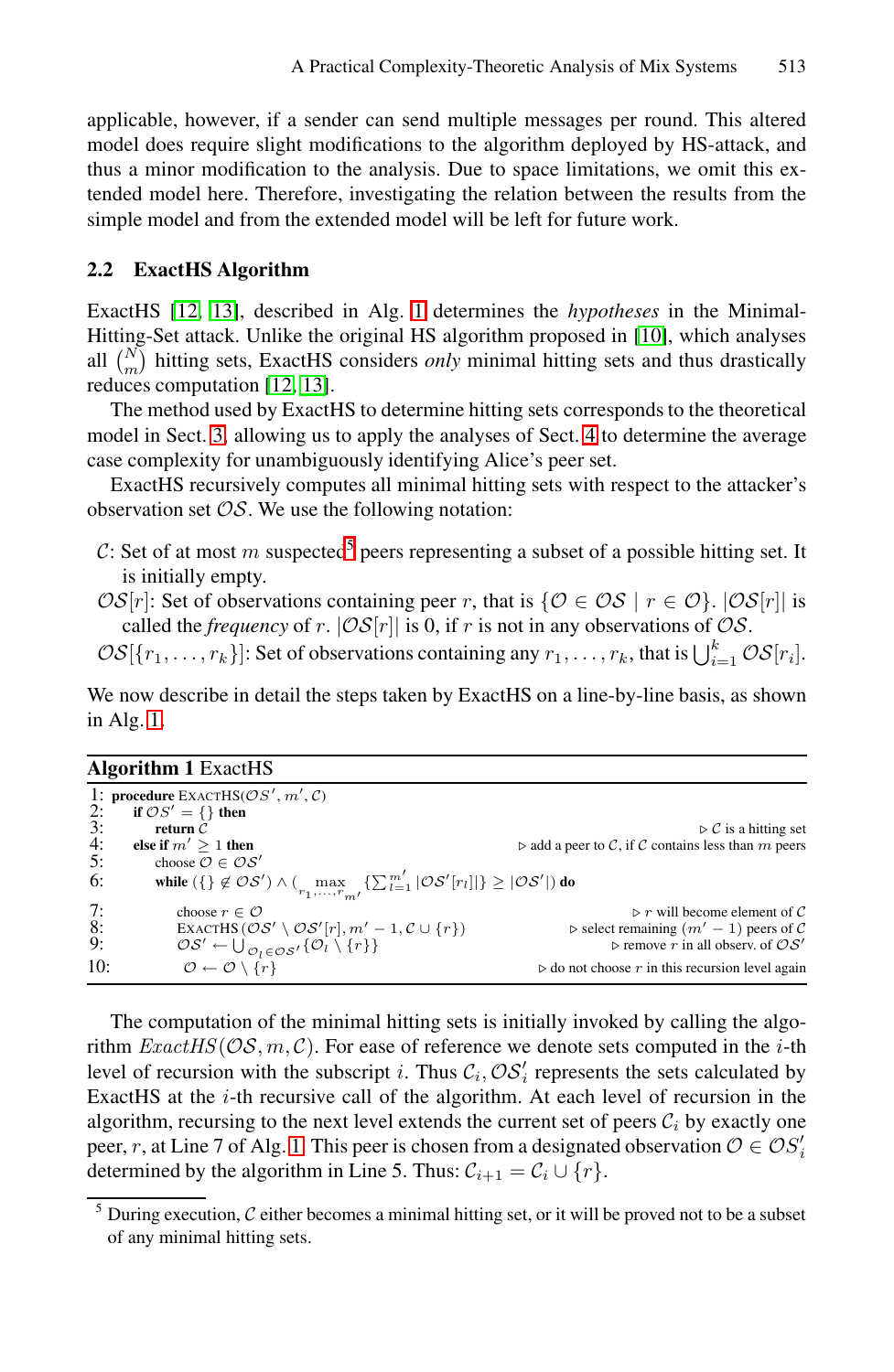applicable, however, if a sender can send multiple messages per round. This altered model does require slight modifications to the algorithm deployed by HS-attack, and thus a minor modification to the analysis. Due to space limitations, we omit this extended model here. Therefore, investigating the relation between the results from the simple model and from the extended model will be left for future work.

### 2.2 ExactHS Algorithm

ExactHS [12, 13], described in Alg. 1 determines the *hypotheses* in the Minimal-Hitting-Set attack. Unlike the original HS algorithm proposed in [10], which analyses all $\binom{N}{m}$ hitting sets, ExactHS considers *only* minimal hitting sets and thus drastically reduces computation [12, 13].

The method used by ExactHS to determine hitting sets corresponds to the theoretical model in Sect. 3, allowing us to apply the analyses of Sect. 4 to determine the average case complexity for unambiguously identifying Alice's peer set.

ExactHS recursively computes all minimal hitting sets with respect to the attacker's observation set $\mathcal{OS}$. We use the following notation:

- $\mathcal{C}$: Set of at most $m$ suspected[5] peers representing a subset of a possible hitting set. It is initially empty.
- $\mathcal{OS}[r]$: Set of observations containing peer $r$, that is $\{\mathcal{O} \in \mathcal{OS} \mid r \in \mathcal{O}\}$. $|\mathcal{OS}[r]|$ is called the *frequency* of $r$. $|\mathcal{OS}[r]|$ is 0, if $r$ is not in any observations of $\mathcal{OS}$.
- $\mathcal{OS}[\{r_1, \ldots, r_k\}]$: Set of observations containing any $r_1, \ldots, r_k$, that is $\bigcup_{i=1}^{k} \mathcal{OS}[r_i]$.

We now describe in detail the steps taken by ExactHS on a line-by-line basis, as shown in Alg. 1.

**Algorithm 1** ExactHS

```
1:  procedure ExactHS(OS', m', C)
2:    if OS' = {} then
3:      return C                                                   ▷ C is a hitting set
4:    else if m' ≥ 1 then                ▷ add a peer to C, if C contains less than m peers
5:      choose O ∈ OS'
6:      while ({} ∉ OS') ∧ ( max_{r_1,...,r_m'} {Σ_{l=1}^{m'} |OS'[r_l]|} ≥ |OS'|) do
7:        choose r ∈ O                                      ▷ r will become element of C
8:        ExactHS(OS' \ OS'[r], m' − 1, C ∪ {r})      ▷ select remaining (m' − 1) peers of C
9:        OS' ← ⋃_{O_l ∈ OS'} {O_l \ {r}}                 ▷ remove r in all observ. of OS'
10:       O ← O \ {r}                          ▷ do not choose r in this recursion level again
```

The computation of the minimal hitting sets is initially invoked by calling the algorithm $ExactHS(\mathcal{OS}, m, \mathcal{C})$. For ease of reference we denote sets computed in the $i$-th level of recursion with the subscript $i$. Thus $\mathcal{C}_i, \mathcal{OS}'_i$ represents the sets calculated by ExactHS at the $i$-th recursive call of the algorithm. At each level of recursion in the algorithm, recursing to the next level extends the current set of peers $\mathcal{C}_i$ by exactly one peer, $r$, at Line 7 of Alg. 1. This peer is chosen from a designated observation $\mathcal{O} \in \mathcal{OS}'_i$ determined by the algorithm in Line 5. Thus: $\mathcal{C}_{i+1} = \mathcal{C}_i \cup \{r\}$.

[5] During execution, $\mathcal{C}$ either becomes a minimal hitting set, or it will be proved not to be a subset of any minimal hitting sets.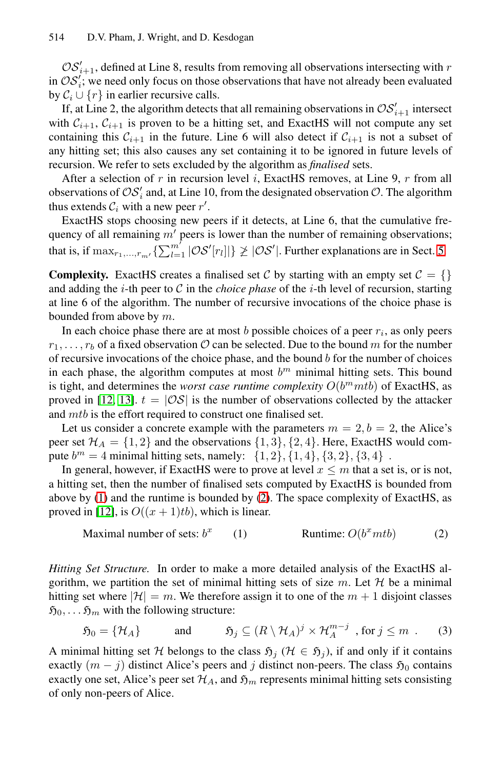$\mathcal{OS}'_{i+1}$, defined at Line 8, results from removing all observations intersecting with $r$ in $\mathcal{OS}'_i$; we need only focus on those observations that have not already been evaluated by $\mathcal{C}_i \cup \{r\}$ in earlier recursive calls.

If, at Line 2, the algorithm detects that all remaining observations in $\mathcal{OS}'_{i+1}$ intersect with $\mathcal{C}_{i+1}$, $\mathcal{C}_{i+1}$ is proven to be a hitting set, and ExactHS will not compute any set containing this $\mathcal{C}_{i+1}$ in the future. Line 6 will also detect if $\mathcal{C}_{i+1}$ is not a subset of any hitting set; this also causes any set containing it to be ignored in future levels of recursion. We refer to sets excluded by the algorithm as *finalised* sets.

After a selection of $r$ in recursion level $i$, ExactHS removes, at Line 9, $r$ from all observations of $\mathcal{OS}'_i$ and, at Line 10, from the designated observation $\mathcal{O}$. The algorithm thus extends $\mathcal{C}_i$ with a new peer $r'$.

ExactHS stops choosing new peers if it detects, at Line 6, that the cumulative frequency of all remaining $m'$ peers is lower than the number of remaining observations; that is, if $\max_{r_1,\ldots,r_{m'}} \{\sum_{l=1}^{m'} |\mathcal{OS}'[r_l]|\} \not\geq |\mathcal{OS}'|$. Further explanations are in Sect. 5.

**Complexity.** ExactHS creates a finalised set $\mathcal{C}$ by starting with an empty set $\mathcal{C} = \{\}$ and adding the $i$-th peer to $\mathcal{C}$ in the *choice phase* of the $i$-th level of recursion, starting at line 6 of the algorithm. The number of recursive invocations of the choice phase is bounded from above by $m$.

In each choice phase there are at most $b$ possible choices of a peer $r_i$, as only peers $r_1, \ldots, r_b$ of a fixed observation $\mathcal{O}$ can be selected. Due to the bound $m$ for the number of recursive invocations of the choice phase, and the bound $b$ for the number of choices in each phase, the algorithm computes at most $b^m$ minimal hitting sets. This bound is tight, and determines the *worst case runtime complexity* $O(b^m mtb)$ of ExactHS, as proved in [12, 13]. $t = |\mathcal{OS}|$ is the number of observations collected by the attacker and $mtb$ is the effort required to construct one finalised set.

Let us consider a concrete example with the parameters $m = 2, b = 2$, the Alice's peer set $\mathcal{H}_A = \{1, 2\}$ and the observations $\{1, 3\}, \{2, 4\}$. Here, ExactHS would compute $b^m = 4$ minimal hitting sets, namely: $\{1, 2\}, \{1, 4\}, \{3, 2\}, \{3, 4\}$ .

In general, however, if ExactHS were to prove at level $x \leq m$ that a set is, or is not, a hitting set, then the number of finalised sets computed by ExactHS is bounded from above by (1) and the runtime is bounded by (2). The space complexity of ExactHS, as proved in [12], is $O((x + 1)tb)$, which is linear.

$$\text{Maximal number of sets: } b^x \qquad (1) \qquad\qquad \text{Runtime: } O(b^x mtb) \qquad (2)$$

*Hitting Set Structure.* In order to make a more detailed analysis of the ExactHS algorithm, we partition the set of minimal hitting sets of size $m$. Let $\mathcal{H}$ be a minimal hitting set where $|\mathcal{H}| = m$. We therefore assign it to one of the $m + 1$ disjoint classes $\mathfrak{H}_0, \ldots \mathfrak{H}_m$ with the following structure:

$$\mathfrak{H}_0 = \{\mathcal{H}_A\} \qquad \text{and} \qquad \mathfrak{H}_j \subseteq (R \setminus \mathcal{H}_A)^j \times \mathcal{H}_A^{m-j} \quad \text{, for } j \leq m \ . \qquad (3)$$

A minimal hitting set $\mathcal{H}$ belongs to the class $\mathfrak{H}_j$ ($\mathcal{H} \in \mathfrak{H}_j$), if and only if it contains exactly $(m - j)$ distinct Alice's peers and $j$ distinct non-peers. The class $\mathfrak{H}_0$ contains exactly one set, Alice's peer set $\mathcal{H}_A$, and $\mathfrak{H}_m$ represents minimal hitting sets consisting of only non-peers of Alice.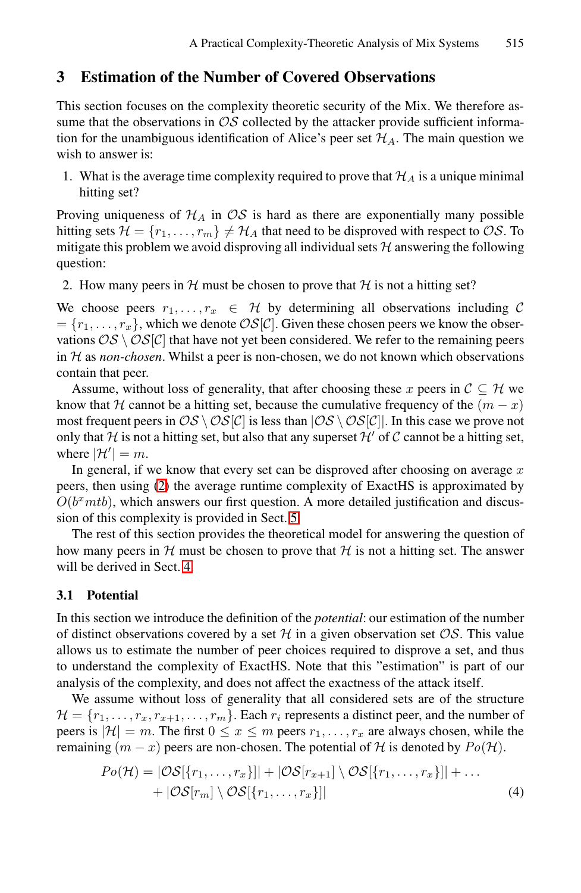## 3 Estimation of the Number of Covered Observations

This section focuses on the complexity theoretic security of the Mix. We therefore assume that the observations in $\mathcal{OS}$ collected by the attacker provide sufficient information for the unambiguous identification of Alice's peer set $\mathcal{H}_A$. The main question we wish to answer is:

1. What is the average time complexity required to prove that $\mathcal{H}_A$ is a unique minimal hitting set?

Proving uniqueness of $\mathcal{H}_A$ in $\mathcal{OS}$ is hard as there are exponentially many possible hitting sets $\mathcal{H} = \{r_1, \ldots, r_m\} \neq \mathcal{H}_A$ that need to be disproved with respect to $\mathcal{OS}$. To mitigate this problem we avoid disproving all individual sets $\mathcal{H}$ answering the following question:

2. How many peers in $\mathcal{H}$ must be chosen to prove that $\mathcal{H}$ is not a hitting set?

We choose peers $r_1, \ldots, r_x \in \mathcal{H}$ by determining all observations including $\mathcal{C} = \{r_1, \ldots, r_x\}$, which we denote $\mathcal{OS}[\mathcal{C}]$. Given these chosen peers we know the observations $\mathcal{OS} \setminus \mathcal{OS}[\mathcal{C}]$ that have not yet been considered. We refer to the remaining peers in $\mathcal{H}$ as *non-chosen*. Whilst a peer is non-chosen, we do not known which observations contain that peer.

Assume, without loss of generality, that after choosing these $x$ peers in $\mathcal{C} \subseteq \mathcal{H}$ we know that $\mathcal{H}$ cannot be a hitting set, because the cumulative frequency of the $(m - x)$ most frequent peers in $\mathcal{OS} \setminus \mathcal{OS}[\mathcal{C}]$ is less than $|\mathcal{OS} \setminus \mathcal{OS}[\mathcal{C}]|$. In this case we prove not only that $\mathcal{H}$ is not a hitting set, but also that any superset $\mathcal{H}'$ of $\mathcal{C}$ cannot be a hitting set, where $|\mathcal{H}'| = m$.

In general, if we know that every set can be disproved after choosing on average $x$ peers, then using (2) the average runtime complexity of ExactHS is approximated by $O(b^x mtb)$, which answers our first question. A more detailed justification and discussion of this complexity is provided in Sect. 5.

The rest of this section provides the theoretical model for answering the question of how many peers in $\mathcal{H}$ must be chosen to prove that $\mathcal{H}$ is not a hitting set. The answer will be derived in Sect. 4.

### 3.1 Potential

In this section we introduce the definition of the *potential*: our estimation of the number of distinct observations covered by a set $\mathcal{H}$ in a given observation set $\mathcal{OS}$. This value allows us to estimate the number of peer choices required to disprove a set, and thus to understand the complexity of ExactHS. Note that this "estimation" is part of our analysis of the complexity, and does not affect the exactness of the attack itself.

We assume without loss of generality that all considered sets are of the structure $\mathcal{H} = \{r_1, \ldots, r_x, r_{x+1}, \ldots, r_m\}$. Each $r_i$ represents a distinct peer, and the number of peers is $|\mathcal{H}| = m$. The first $0 \leq x \leq m$ peers $r_1, \ldots, r_x$ are always chosen, while the remaining $(m - x)$ peers are non-chosen. The potential of $\mathcal{H}$ is denoted by $Po(\mathcal{H})$.

$$Po(\mathcal{H}) = |\mathcal{OS}[\{r_1, \ldots, r_x\}]| + |\mathcal{OS}[r_{x+1}] \setminus \mathcal{OS}[\{r_1, \ldots, r_x\}]| + \ldots \\ + |\mathcal{OS}[r_m] \setminus \mathcal{OS}[\{r_1, \ldots, r_x\}]| \quad (4)$$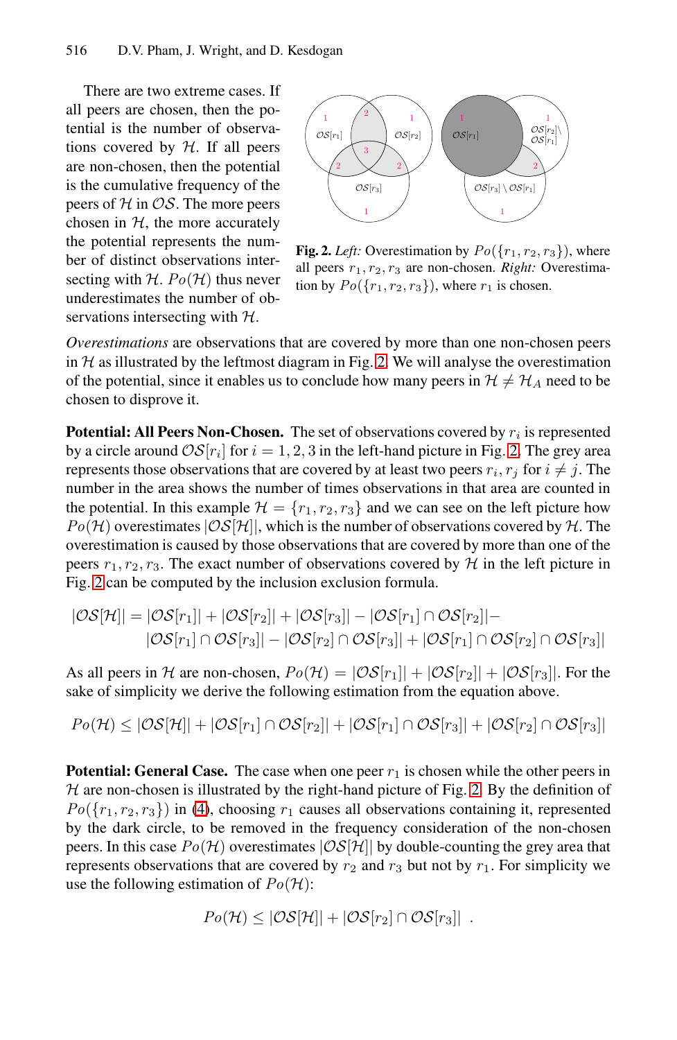There are two extreme cases. If all peers are chosen, then the potential is the number of observations covered by $\mathcal{H}$. If all peers are non-chosen, then the potential is the cumulative frequency of the peers of $\mathcal{H}$ in $\mathcal{OS}$. The more peers chosen in $\mathcal{H}$, the more accurately the potential represents the number of distinct observations intersecting with $\mathcal{H}$. $Po(\mathcal{H})$ thus never underestimates the number of observations intersecting with $\mathcal{H}$.

**Fig. 2.** *Left:* Overestimation by $Po(\{r_1, r_2, r_3\})$, where all peers $r_1, r_2, r_3$ are non-chosen. *Right:* Overestimation by $Po(\{r_1, r_2, r_3\})$, where $r_1$ is chosen.

*Overestimations* are observations that are covered by more than one non-chosen peers in $\mathcal{H}$ as illustrated by the leftmost diagram in Fig. 2. We will analyse the overestimation of the potential, since it enables us to conclude how many peers in $\mathcal{H} \neq \mathcal{H}_A$ need to be chosen to disprove it.

**Potential: All Peers Non-Chosen.** The set of observations covered by $r_i$ is represented by a circle around $\mathcal{OS}[r_i]$ for $i = 1, 2, 3$ in the left-hand picture in Fig. 2. The grey area represents those observations that are covered by at least two peers $r_i, r_j$ for $i \neq j$. The number in the area shows the number of times observations in that area are counted in the potential. In this example $\mathcal{H} = \{r_1, r_2, r_3\}$ and we can see on the left picture how $Po(\mathcal{H})$ overestimates $|\mathcal{OS}[\mathcal{H}]|$, which is the number of observations covered by $\mathcal{H}$. The overestimation is caused by those observations that are covered by more than one of the peers $r_1, r_2, r_3$. The exact number of observations covered by $\mathcal{H}$ in the left picture in Fig. 2 can be computed by the inclusion exclusion formula.

$$
\begin{aligned}
|\mathcal{OS}[\mathcal{H}]| = {} & |\mathcal{OS}[r_1]| + |\mathcal{OS}[r_2]| + |\mathcal{OS}[r_3]| - |\mathcal{OS}[r_1] \cap \mathcal{OS}[r_2]| - \\
& |\mathcal{OS}[r_1] \cap \mathcal{OS}[r_3]| - |\mathcal{OS}[r_2] \cap \mathcal{OS}[r_3]| + |\mathcal{OS}[r_1] \cap \mathcal{OS}[r_2] \cap \mathcal{OS}[r_3]|
\end{aligned}
$$

As all peers in $\mathcal{H}$ are non-chosen, $Po(\mathcal{H}) = |\mathcal{OS}[r_1]| + |\mathcal{OS}[r_2]| + |\mathcal{OS}[r_3]|$. For the sake of simplicity we derive the following estimation from the equation above.

$$
Po(\mathcal{H}) \leq |\mathcal{OS}[\mathcal{H}]| + |\mathcal{OS}[r_1] \cap \mathcal{OS}[r_2]| + |\mathcal{OS}[r_1] \cap \mathcal{OS}[r_3]| + |\mathcal{OS}[r_2] \cap \mathcal{OS}[r_3]|
$$

**Potential: General Case.** The case when one peer $r_1$ is chosen while the other peers in $\mathcal{H}$ are non-chosen is illustrated by the right-hand picture of Fig. 2. By the definition of $Po(\{r_1, r_2, r_3\})$ in (4), choosing $r_1$ causes all observations containing it, represented by the dark circle, to be removed in the frequency consideration of the non-chosen peers. In this case $Po(\mathcal{H})$ overestimates $|\mathcal{OS}[\mathcal{H}]|$ by double-counting the grey area that represents observations that are covered by $r_2$ and $r_3$ but not by $r_1$. For simplicity we use the following estimation of $Po(\mathcal{H})$:

$$
Po(\mathcal{H}) \leq |\mathcal{OS}[\mathcal{H}]| + |\mathcal{OS}[r_2] \cap \mathcal{OS}[r_3]| \ .
$$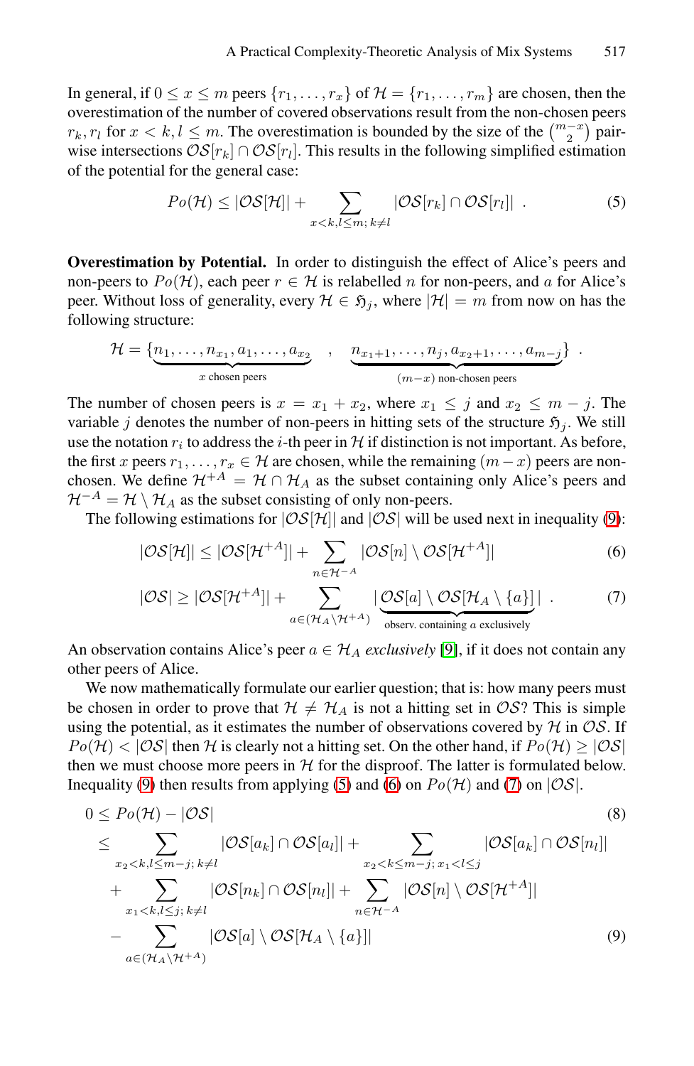In general, if $0 \leq x \leq m$ peers $\{r_1, \ldots, r_x\}$ of $\mathcal{H} = \{r_1, \ldots, r_m\}$ are chosen, then the overestimation of the number of covered observations result from the non-chosen peers $r_k, r_l$ for $x < k, l \leq m$. The overestimation is bounded by the size of the $\binom{m-x}{2}$ pair-wise intersections $\mathcal{OS}[r_k] \cap \mathcal{OS}[r_l]$. This results in the following simplified estimation of the potential for the general case:

$$Po(\mathcal{H}) \leq |\mathcal{OS}[\mathcal{H}]| + \sum_{x<k,l\leq m;\, k\neq l} |\mathcal{OS}[r_k] \cap \mathcal{OS}[r_l]| \ . \tag{5}$$

**Overestimation by Potential.** In order to distinguish the effect of Alice's peers and non-peers to $Po(\mathcal{H})$, each peer $r \in \mathcal{H}$ is relabelled $n$ for non-peers, and $a$ for Alice's peer. Without loss of generality, every $\mathcal{H} \in \mathfrak{H}_j$, where $|\mathcal{H}| = m$ from now on has the following structure:

$$\mathcal{H} = \{\underbrace{n_1, \ldots, n_{x_1}, a_1, \ldots, a_{x_2}}_{x \text{ chosen peers}} \ , \ \underbrace{n_{x_1+1}, \ldots, n_j, a_{x_2+1}, \ldots, a_{m-j}}_{(m-x) \text{ non-chosen peers}}\} \ .$$

The number of chosen peers is $x = x_1 + x_2$, where $x_1 \leq j$ and $x_2 \leq m - j$. The variable $j$ denotes the number of non-peers in hitting sets of the structure $\mathfrak{H}_j$. We still use the notation $r_i$ to address the $i$-th peer in $\mathcal{H}$ if distinction is not important. As before, the first $x$ peers $r_1, \ldots, r_x \in \mathcal{H}$ are chosen, while the remaining $(m - x)$ peers are non-chosen. We define $\mathcal{H}^{+A} = \mathcal{H} \cap \mathcal{H}_A$ as the subset containing only Alice's peers and $\mathcal{H}^{-A} = \mathcal{H} \setminus \mathcal{H}_A$ as the subset consisting of only non-peers.

The following estimations for $|\mathcal{OS}[\mathcal{H}]|$ and $|\mathcal{OS}|$ will be used next in inequality (9):

$$|\mathcal{OS}[\mathcal{H}]| \leq |\mathcal{OS}[\mathcal{H}^{+A}]| + \sum_{n\in\mathcal{H}^{-A}} |\mathcal{OS}[n] \setminus \mathcal{OS}[\mathcal{H}^{+A}]| \tag{6}$$

$$|\mathcal{OS}| \geq |\mathcal{OS}[\mathcal{H}^{+A}]| + \sum_{a\in(\mathcal{H}_A\setminus\mathcal{H}^{+A})} |\underbrace{\mathcal{OS}[a] \setminus \mathcal{OS}[\mathcal{H}_A \setminus \{a\}]}_{\text{observ. containing } a \text{ exclusively}}| \ . \tag{7}$$

An observation contains Alice's peer $a \in \mathcal{H}_A$ *exclusively* [9], if it does not contain any other peers of Alice.

We now mathematically formulate our earlier question; that is: how many peers must be chosen in order to prove that $\mathcal{H} \neq \mathcal{H}_A$ is not a hitting set in $\mathcal{OS}$? This is simple using the potential, as it estimates the number of observations covered by $\mathcal{H}$ in $\mathcal{OS}$. If $Po(\mathcal{H}) < |\mathcal{OS}|$ then $\mathcal{H}$ is clearly not a hitting set. On the other hand, if $Po(\mathcal{H}) \geq |\mathcal{OS}|$ then we must choose more peers in $\mathcal{H}$ for the disproof. The latter is formulated below. Inequality (9) then results from applying (5) and (6) on $Po(\mathcal{H})$ and (7) on $|\mathcal{OS}|$.

$$
\begin{aligned}
0 &\leq Po(\mathcal{H}) - |\mathcal{OS}| &\quad (8)\\
&\leq \sum_{x_2<k,l\leq m-j;\, k\neq l} |\mathcal{OS}[a_k] \cap \mathcal{OS}[a_l]| + \sum_{x_2<k\leq m-j;\, x_1<l\leq j} |\mathcal{OS}[a_k] \cap \mathcal{OS}[n_l]| \\
&\quad + \sum_{x_1<k,l\leq j;\, k\neq l} |\mathcal{OS}[n_k] \cap \mathcal{OS}[n_l]| + \sum_{n\in\mathcal{H}^{-A}} |\mathcal{OS}[n] \setminus \mathcal{OS}[\mathcal{H}^{+A}]| \\
&\quad - \sum_{a\in(\mathcal{H}_A\setminus\mathcal{H}^{+A})} |\mathcal{OS}[a] \setminus \mathcal{OS}[\mathcal{H}_A \setminus \{a\}]| &\quad (9)
\end{aligned}
$$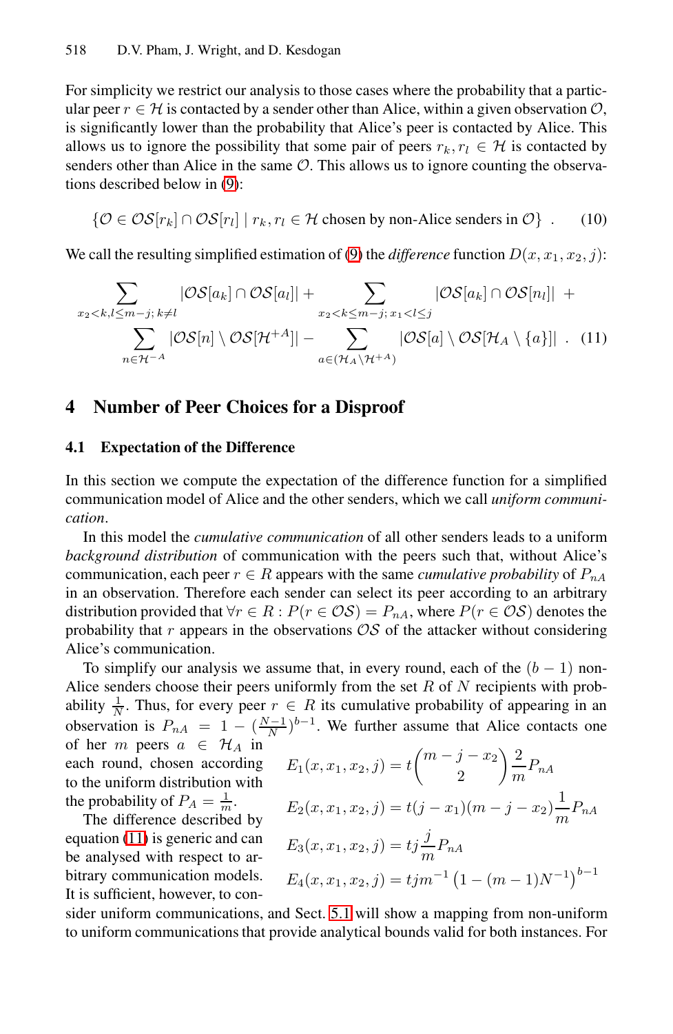For simplicity we restrict our analysis to those cases where the probability that a particular peer $r \in \mathcal{H}$ is contacted by a sender other than Alice, within a given observation $\mathcal{O}$, is significantly lower than the probability that Alice's peer is contacted by Alice. This allows us to ignore the possibility that some pair of peers $r_k, r_l \in \mathcal{H}$ is contacted by senders other than Alice in the same $\mathcal{O}$. This allows us to ignore counting the observations described below in (9):

$$\{\mathcal{O} \in \mathcal{OS}[r_k] \cap \mathcal{OS}[r_l] \mid r_k, r_l \in \mathcal{H} \text{ chosen by non-Alice senders in } \mathcal{O}\} \ . \tag{10}$$

We call the resulting simplified estimation of (9) the *difference* function $D(x, x_1, x_2, j)$:

$$\sum_{x_2 < k, l \leq m-j;\, k \neq l} |\mathcal{OS}[a_k] \cap \mathcal{OS}[a_l]| + \sum_{x_2 < k \leq m-j;\, x_1 < l \leq j} |\mathcal{OS}[a_k] \cap \mathcal{OS}[n_l]| \ + \\ \sum_{n \in \mathcal{H}^{-A}} |\mathcal{OS}[n] \setminus \mathcal{OS}[\mathcal{H}^{+A}]| - \sum_{a \in (\mathcal{H}_A \setminus \mathcal{H}^{+A})} |\mathcal{OS}[a] \setminus \mathcal{OS}[\mathcal{H}_A \setminus \{a\}]| \ . \tag{11}$$

## 4 Number of Peer Choices for a Disproof

### 4.1 Expectation of the Difference

In this section we compute the expectation of the difference function for a simplified communication model of Alice and the other senders, which we call *uniform communication*.

In this model the *cumulative communication* of all other senders leads to a uniform *background distribution* of communication with the peers such that, without Alice's communication, each peer $r \in R$ appears with the same *cumulative probability* of $P_{nA}$ in an observation. Therefore each sender can select its peer according to an arbitrary distribution provided that $\forall r \in R : P(r \in \mathcal{OS}) = P_{nA}$, where $P(r \in \mathcal{OS})$ denotes the probability that $r$ appears in the observations $\mathcal{OS}$ of the attacker without considering Alice's communication.

To simplify our analysis we assume that, in every round, each of the $(b-1)$ non-Alice senders choose their peers uniformly from the set $R$ of $N$ recipients with probability $\frac{1}{N}$. Thus, for every peer $r \in R$ its cumulative probability of appearing in an observation is $P_{nA} = 1 - (\frac{N-1}{N})^{b-1}$. We further assume that Alice contacts one of her $m$ peers $a \in \mathcal{H}_A$ in each round, chosen according to the uniform distribution with the probability of $P_A = \frac{1}{m}$.

$$E_1(x, x_1, x_2, j) = t\binom{m - j - x_2}{2}\frac{2}{m}P_{nA}$$

$$E_2(x, x_1, x_2, j) = t(j - x_1)(m - j - x_2)\frac{1}{m}P_{nA}$$

$$E_3(x, x_1, x_2, j) = tj\frac{j}{m}P_{nA}$$

$$E_4(x, x_1, x_2, j) = tjm^{-1}\left(1 - (m-1)N^{-1}\right)^{b-1}$$

The difference described by equation (11) is generic and can be analysed with respect to arbitrary communication models. It is sufficient, however, to consider uniform communications, and Sect. 5.1 will show a mapping from non-uniform to uniform communications that provide analytical bounds valid for both instances. For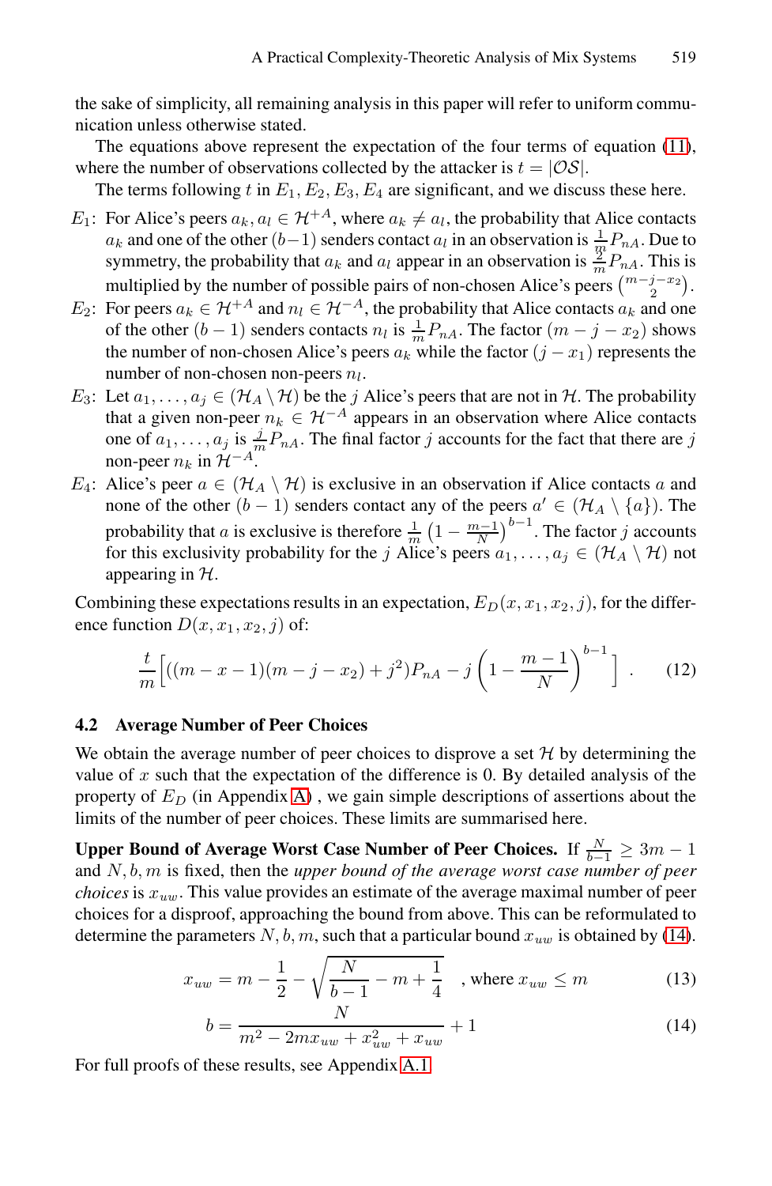the sake of simplicity, all remaining analysis in this paper will refer to uniform communication unless otherwise stated.

The equations above represent the expectation of the four terms of equation (11), where the number of observations collected by the attacker is $t = |\mathcal{OS}|$.

The terms following $t$ in $E_1, E_2, E_3, E_4$ are significant, and we discuss these here.

- $E_1$: For Alice's peers $a_k, a_l \in \mathcal{H}^{+A}$, where $a_k \neq a_l$, the probability that Alice contacts $a_k$ and one of the other $(b-1)$ senders contact $a_l$ in an observation is $\frac{1}{m} P_{nA}$. Due to symmetry, the probability that $a_k$ and $a_l$ appear in an observation is $\frac{2}{m} P_{nA}$. This is multiplied by the number of possible pairs of non-chosen Alice's peers $\binom{m-j-x_2}{2}$.
- $E_2$: For peers $a_k \in \mathcal{H}^{+A}$ and $n_l \in \mathcal{H}^{-A}$, the probability that Alice contacts $a_k$ and one of the other $(b-1)$ senders contacts $n_l$ is $\frac{1}{m} P_{nA}$. The factor $(m - j - x_2)$ shows the number of non-chosen Alice's peers $a_k$ while the factor $(j - x_1)$ represents the number of non-chosen non-peers $n_l$.
- $E_3$: Let $a_1, \ldots, a_j \in (\mathcal{H}_A \setminus \mathcal{H})$ be the $j$ Alice's peers that are not in $\mathcal{H}$. The probability that a given non-peer $n_k \in \mathcal{H}^{-A}$ appears in an observation where Alice contacts one of $a_1, \ldots, a_j$ is $\frac{j}{m} P_{nA}$. The final factor $j$ accounts for the fact that there are $j$ non-peer $n_k$ in $\mathcal{H}^{-A}$.
- $E_4$: Alice's peer $a \in (\mathcal{H}_A \setminus \mathcal{H})$ is exclusive in an observation if Alice contacts $a$ and none of the other $(b-1)$ senders contact any of the peers $a' \in (\mathcal{H}_A \setminus \{a\})$. The probability that $a$ is exclusive is therefore $\frac{1}{m}\left(1 - \frac{m-1}{N}\right)^{b-1}$. The factor $j$ accounts for this exclusivity probability for the $j$ Alice's peers $a_1, \ldots, a_j \in (\mathcal{H}_A \setminus \mathcal{H})$ not appearing in $\mathcal{H}$.

Combining these expectations results in an expectation, $E_D(x, x_1, x_2, j)$, for the difference function $D(x, x_1, x_2, j)$ of:

$$\frac{t}{m}\left[((m-x-1)(m-j-x_2) + j^2)P_{nA} - j\left(1 - \frac{m-1}{N}\right)^{b-1}\right] . \qquad (12)$$

### 4.2 Average Number of Peer Choices

We obtain the average number of peer choices to disprove a set $\mathcal{H}$ by determining the value of $x$ such that the expectation of the difference is 0. By detailed analysis of the property of $E_D$ (in Appendix A), we gain simple descriptions of assertions about the limits of the number of peer choices. These limits are summarised here.

**Upper Bound of Average Worst Case Number of Peer Choices.** If $\frac{N}{b-1} \geq 3m - 1$ and $N, b, m$ is fixed, then the *upper bound of the average worst case number of peer choices* is $x_{uw}$. This value provides an estimate of the average maximal number of peer choices for a disproof, approaching the bound from above. This can be reformulated to determine the parameters $N, b, m$, such that a particular bound $x_{uw}$ is obtained by (14).

$$x_{uw} = m - \frac{1}{2} - \sqrt{\frac{N}{b-1} - m + \frac{1}{4}} \quad \text{, where } x_{uw} \leq m \qquad (13)$$

$$b = \frac{N}{m^2 - 2mx_{uw} + x_{uw}^2 + x_{uw}} + 1 \qquad (14)$$

For full proofs of these results, see Appendix A.1.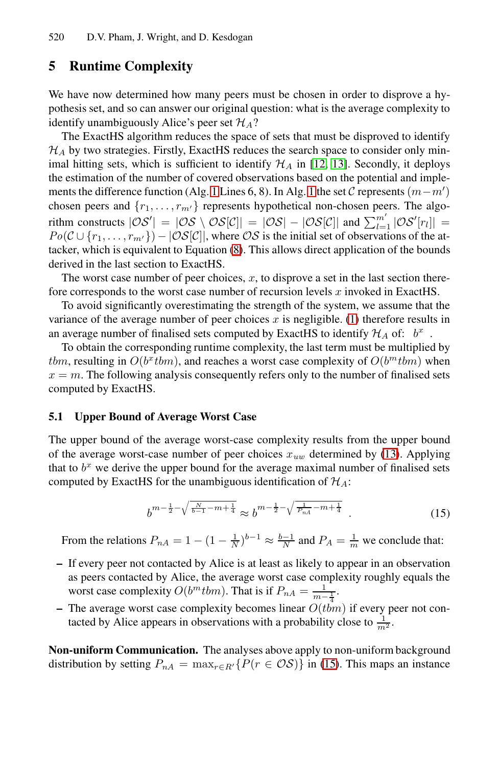## 5 Runtime Complexity

We have now determined how many peers must be chosen in order to disprove a hypothesis set, and so can answer our original question: what is the average complexity to identify unambiguously Alice's peer set $\mathcal{H}_A$?

The ExactHS algorithm reduces the space of sets that must be disproved to identify $\mathcal{H}_A$ by two strategies. Firstly, ExactHS reduces the search space to consider only minimal hitting sets, which is sufficient to identify $\mathcal{H}_A$ in [12, 13]. Secondly, it deploys the estimation of the number of covered observations based on the potential and implements the difference function (Alg. 1 Lines 6, 8). In Alg. 1 the set $\mathcal{C}$ represents $(m - m')$ chosen peers and $\{r_1, \ldots, r_{m'}\}$ represents hypothetical non-chosen peers. The algorithm constructs $|\mathcal{OS}'| = |\mathcal{OS} \setminus \mathcal{OS}[\mathcal{C}]| = |\mathcal{OS}| - |\mathcal{OS}[\mathcal{C}]|$ and $\sum_{l=1}^{m'} |\mathcal{OS}'[r_l]| = Po(\mathcal{C} \cup \{r_1, \ldots, r_{m'}\}) - |\mathcal{OS}[\mathcal{C}]|$, where $\mathcal{OS}$ is the initial set of observations of the attacker, which is equivalent to Equation (8). This allows direct application of the bounds derived in the last section to ExactHS.

The worst case number of peer choices, $x$, to disprove a set in the last section therefore corresponds to the worst case number of recursion levels $x$ invoked in ExactHS.

To avoid significantly overestimating the strength of the system, we assume that the variance of the average number of peer choices $x$ is negligible. (1) therefore results in an average number of finalised sets computed by ExactHS to identify $\mathcal{H}_A$ of: $b^x$ .

To obtain the corresponding runtime complexity, the last term must be multiplied by $tbm$, resulting in $O(b^x tbm)$, and reaches a worst case complexity of $O(b^m tbm)$ when $x = m$. The following analysis consequently refers only to the number of finalised sets computed by ExactHS.

### 5.1 Upper Bound of Average Worst Case

The upper bound of the average worst-case complexity results from the upper bound of the average worst-case number of peer choices $x_{uw}$ determined by (13). Applying that to $b^x$ we derive the upper bound for the average maximal number of finalised sets computed by ExactHS for the unambiguous identification of $\mathcal{H}_A$:

$$b^{m - \frac{1}{2} - \sqrt{\frac{N}{b-1} - m + \frac{1}{4}}} \approx b^{m - \frac{1}{2} - \sqrt{\frac{1}{P_{nA}} - m + \frac{1}{4}}} \quad . \tag{15}$$

From the relations $P_{nA} = 1 - (1 - \frac{1}{N})^{b-1} \approx \frac{b-1}{N}$ and $P_A = \frac{1}{m}$ we conclude that:

- If every peer not contacted by Alice is at least as likely to appear in an observation as peers contacted by Alice, the average worst case complexity roughly equals the worst case complexity $O(b^m tbm)$. That is if $P_{nA} = \frac{1}{m - \frac{1}{4}}$.
- The average worst case complexity becomes linear $O(tbm)$ if every peer not contacted by Alice appears in observations with a probability close to $\frac{1}{m^2}$.

**Non-uniform Communication.** The analyses above apply to non-uniform background distribution by setting $P_{nA} = \max_{r \in R'}\{P(r \in \mathcal{OS})\}$ in (15). This maps an instance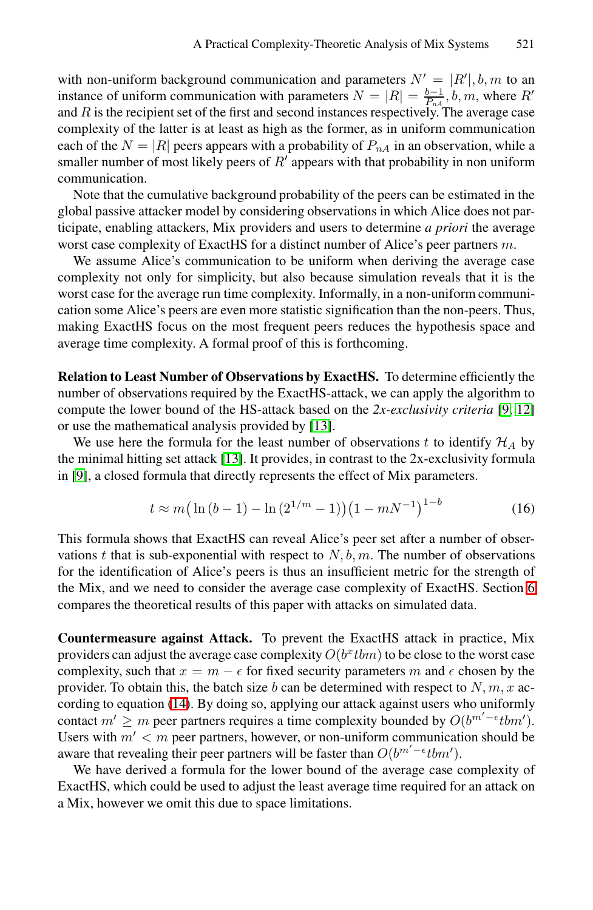with non-uniform background communication and parameters $N' = |R'|, b, m$ to an instance of uniform communication with parameters $N = |R| = \frac{b-1}{P_{nA}}, b, m$, where $R'$ and $R$ is the recipient set of the first and second instances respectively. The average case complexity of the latter is at least as high as the former, as in uniform communication each of the $N = |R|$ peers appears with a probability of $P_{nA}$ in an observation, while a smaller number of most likely peers of $R'$ appears with that probability in non uniform communication.

Note that the cumulative background probability of the peers can be estimated in the global passive attacker model by considering observations in which Alice does not participate, enabling attackers, Mix providers and users to determine *a priori* the average worst case complexity of ExactHS for a distinct number of Alice's peer partners $m$.

We assume Alice's communication to be uniform when deriving the average case complexity not only for simplicity, but also because simulation reveals that it is the worst case for the average run time complexity. Informally, in a non-uniform communication some Alice's peers are even more statistic signification than the non-peers. Thus, making ExactHS focus on the most frequent peers reduces the hypothesis space and average time complexity. A formal proof of this is forthcoming.

**Relation to Least Number of Observations by ExactHS.** To determine efficiently the number of observations required by the ExactHS-attack, we can apply the algorithm to compute the lower bound of the HS-attack based on the *2x-exclusivity criteria* [9, 12] or use the mathematical analysis provided by [13].

We use here the formula for the least number of observations $t$ to identify $\mathcal{H}_A$ by the minimal hitting set attack [13]. It provides, in contrast to the 2x-exclusivity formula in [9], a closed formula that directly represents the effect of Mix parameters.

$$t \approx m\big(\ln(b-1) - \ln(2^{1/m} - 1)\big)\big(1 - mN^{-1}\big)^{1-b} \tag{16}$$

This formula shows that ExactHS can reveal Alice's peer set after a number of observations $t$ that is sub-exponential with respect to $N, b, m$. The number of observations for the identification of Alice's peers is thus an insufficient metric for the strength of the Mix, and we need to consider the average case complexity of ExactHS. Section 6 compares the theoretical results of this paper with attacks on simulated data.

**Countermeasure against Attack.** To prevent the ExactHS attack in practice, Mix providers can adjust the average case complexity $O(b^x tbm)$ to be close to the worst case complexity, such that $x = m - \epsilon$ for fixed security parameters $m$ and $\epsilon$ chosen by the provider. To obtain this, the batch size $b$ can be determined with respect to $N, m, x$ according to equation (14). By doing so, applying our attack against users who uniformly contact $m' \geq m$ peer partners requires a time complexity bounded by $O(b^{m'-\epsilon} tbm')$. Users with $m' < m$ peer partners, however, or non-uniform communication should be aware that revealing their peer partners will be faster than $O(b^{m'-\epsilon} tbm')$.

We have derived a formula for the lower bound of the average case complexity of ExactHS, which could be used to adjust the least average time required for an attack on a Mix, however we omit this due to space limitations.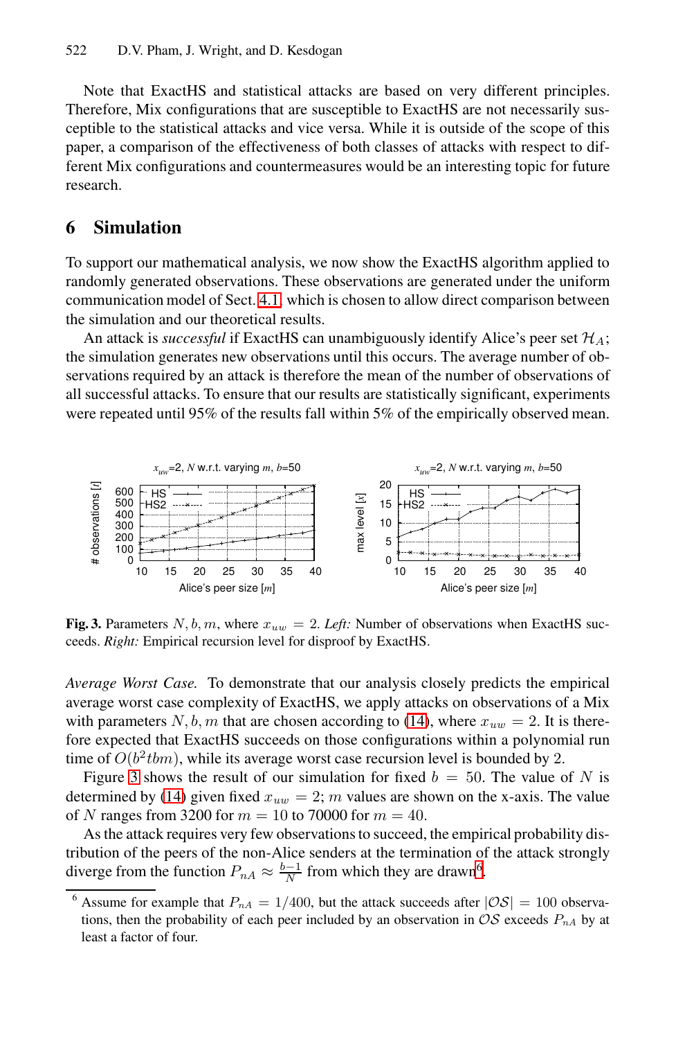Note that ExactHS and statistical attacks are based on very different principles. Therefore, Mix configurations that are susceptible to ExactHS are not necessarily susceptible to the statistical attacks and vice versa. While it is outside of the scope of this paper, a comparison of the effectiveness of both classes of attacks with respect to different Mix configurations and countermeasures would be an interesting topic for future research.

## 6 Simulation

To support our mathematical analysis, we now show the ExactHS algorithm applied to randomly generated observations. These observations are generated under the uniform communication model of Sect. 4.1, which is chosen to allow direct comparison between the simulation and our theoretical results.

An attack is *successful* if ExactHS can unambiguously identify Alice's peer set $\mathcal{H}_A$; the simulation generates new observations until this occurs. The average number of observations required by an attack is therefore the mean of the number of observations of all successful attacks. To ensure that our results are statistically significant, experiments were repeated until 95% of the results fall within 5% of the empirically observed mean.

**Fig. 3.** Parameters $N, b, m$, where $x_{uw} = 2$. *Left:* Number of observations when ExactHS succeeds. *Right:* Empirical recursion level for disproof by ExactHS.

*Average Worst Case.* To demonstrate that our analysis closely predicts the empirical average worst case complexity of ExactHS, we apply attacks on observations of a Mix with parameters $N, b, m$ that are chosen according to (14), where $x_{uw} = 2$. It is therefore expected that ExactHS succeeds on those configurations within a polynomial run time of $O(b^2 tbm)$, while its average worst case recursion level is bounded by 2.

Figure 3 shows the result of our simulation for fixed $b = 50$. The value of $N$ is determined by (14) given fixed $x_{uw} = 2$; $m$ values are shown on the x-axis. The value of $N$ ranges from 3200 for $m = 10$ to 70000 for $m = 40$.

As the attack requires very few observations to succeed, the empirical probability distribution of the peers of the non-Alice senders at the termination of the attack strongly diverge from the function $P_{nA} \approx \frac{b-1}{N}$ from which they are drawn[6].

[6] Assume for example that $P_{nA} = 1/400$, but the attack succeeds after $|\mathcal{OS}| = 100$ observations, then the probability of each peer included by an observation in $\mathcal{OS}$ exceeds $P_{nA}$ by at least a factor of four.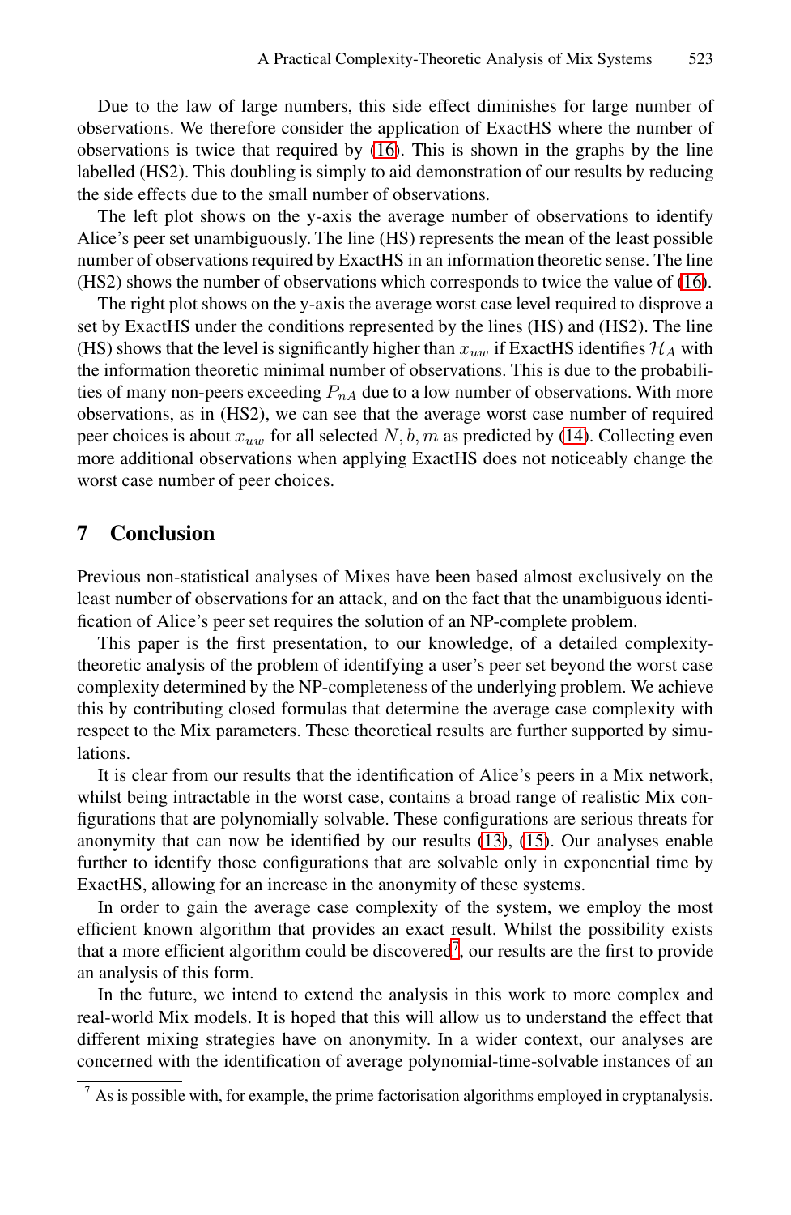Due to the law of large numbers, this side effect diminishes for large number of observations. We therefore consider the application of ExactHS where the number of observations is twice that required by (16). This is shown in the graphs by the line labelled (HS2). This doubling is simply to aid demonstration of our results by reducing the side effects due to the small number of observations.

The left plot shows on the y-axis the average number of observations to identify Alice's peer set unambiguously. The line (HS) represents the mean of the least possible number of observations required by ExactHS in an information theoretic sense. The line (HS2) shows the number of observations which corresponds to twice the value of (16).

The right plot shows on the y-axis the average worst case level required to disprove a set by ExactHS under the conditions represented by the lines (HS) and (HS2). The line (HS) shows that the level is significantly higher than $x_{uw}$ if ExactHS identifies $\mathcal{H}_A$ with the information theoretic minimal number of observations. This is due to the probabilities of many non-peers exceeding $P_{nA}$ due to a low number of observations. With more observations, as in (HS2), we can see that the average worst case number of required peer choices is about $x_{uw}$ for all selected $N, b, m$ as predicted by (14). Collecting even more additional observations when applying ExactHS does not noticeably change the worst case number of peer choices.

## 7 Conclusion

Previous non-statistical analyses of Mixes have been based almost exclusively on the least number of observations for an attack, and on the fact that the unambiguous identification of Alice's peer set requires the solution of an NP-complete problem.

This paper is the first presentation, to our knowledge, of a detailed complexity-theoretic analysis of the problem of identifying a user's peer set beyond the worst case complexity determined by the NP-completeness of the underlying problem. We achieve this by contributing closed formulas that determine the average case complexity with respect to the Mix parameters. These theoretical results are further supported by simulations.

It is clear from our results that the identification of Alice's peers in a Mix network, whilst being intractable in the worst case, contains a broad range of realistic Mix configurations that are polynomially solvable. These configurations are serious threats for anonymity that can now be identified by our results (13), (15). Our analyses enable further to identify those configurations that are solvable only in exponential time by ExactHS, allowing for an increase in the anonymity of these systems.

In order to gain the average case complexity of the system, we employ the most efficient known algorithm that provides an exact result. Whilst the possibility exists that a more efficient algorithm could be discovered[7], our results are the first to provide an analysis of this form.

In the future, we intend to extend the analysis in this work to more complex and real-world Mix models. It is hoped that this will allow us to understand the effect that different mixing strategies have on anonymity. In a wider context, our analyses are concerned with the identification of average polynomial-time-solvable instances of an

[7] As is possible with, for example, the prime factorisation algorithms employed in cryptanalysis.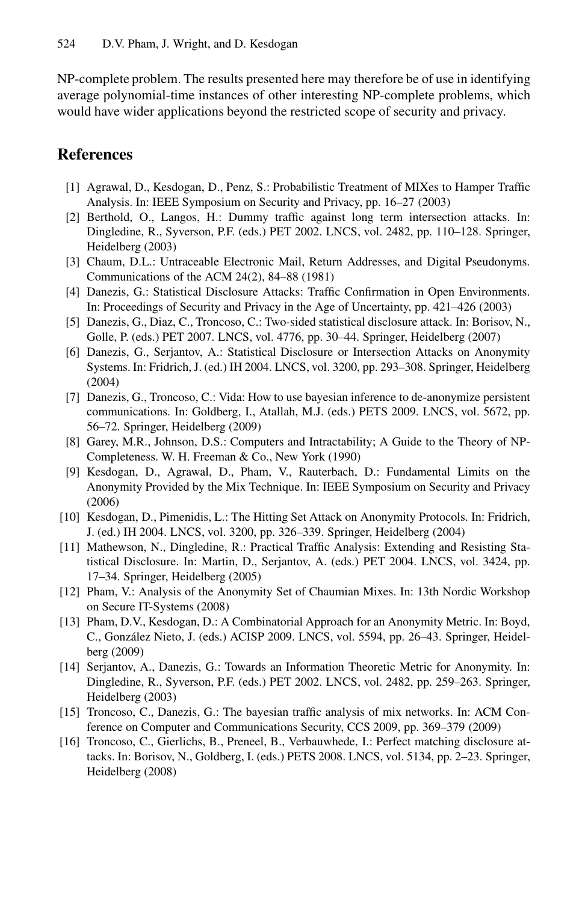NP-complete problem. The results presented here may therefore be of use in identifying average polynomial-time instances of other interesting NP-complete problems, which would have wider applications beyond the restricted scope of security and privacy.

## References

[1] Agrawal, D., Kesdogan, D., Penz, S.: Probabilistic Treatment of MIXes to Hamper Traffic Analysis. In: IEEE Symposium on Security and Privacy, pp. 16–27 (2003)

[2] Berthold, O., Langos, H.: Dummy traffic against long term intersection attacks. In: Dingledine, R., Syverson, P.F. (eds.) PET 2002. LNCS, vol. 2482, pp. 110–128. Springer, Heidelberg (2003)

[3] Chaum, D.L.: Untraceable Electronic Mail, Return Addresses, and Digital Pseudonyms. Communications of the ACM 24(2), 84–88 (1981)

[4] Danezis, G.: Statistical Disclosure Attacks: Traffic Confirmation in Open Environments. In: Proceedings of Security and Privacy in the Age of Uncertainty, pp. 421–426 (2003)

[5] Danezis, G., Diaz, C., Troncoso, C.: Two-sided statistical disclosure attack. In: Borisov, N., Golle, P. (eds.) PET 2007. LNCS, vol. 4776, pp. 30–44. Springer, Heidelberg (2007)

[6] Danezis, G., Serjantov, A.: Statistical Disclosure or Intersection Attacks on Anonymity Systems. In: Fridrich, J. (ed.) IH 2004. LNCS, vol. 3200, pp. 293–308. Springer, Heidelberg (2004)

[7] Danezis, G., Troncoso, C.: Vida: How to use bayesian inference to de-anonymize persistent communications. In: Goldberg, I., Atallah, M.J. (eds.) PETS 2009. LNCS, vol. 5672, pp. 56–72. Springer, Heidelberg (2009)

[8] Garey, M.R., Johnson, D.S.: Computers and Intractability; A Guide to the Theory of NP-Completeness. W. H. Freeman & Co., New York (1990)

[9] Kesdogan, D., Agrawal, D., Pham, V., Rauterbach, D.: Fundamental Limits on the Anonymity Provided by the Mix Technique. In: IEEE Symposium on Security and Privacy (2006)

[10] Kesdogan, D., Pimenidis, L.: The Hitting Set Attack on Anonymity Protocols. In: Fridrich, J. (ed.) IH 2004. LNCS, vol. 3200, pp. 326–339. Springer, Heidelberg (2004)

[11] Mathewson, N., Dingledine, R.: Practical Traffic Analysis: Extending and Resisting Statistical Disclosure. In: Martin, D., Serjantov, A. (eds.) PET 2004. LNCS, vol. 3424, pp. 17–34. Springer, Heidelberg (2005)

[12] Pham, V.: Analysis of the Anonymity Set of Chaumian Mixes. In: 13th Nordic Workshop on Secure IT-Systems (2008)

[13] Pham, D.V., Kesdogan, D.: A Combinatorial Approach for an Anonymity Metric. In: Boyd, C., González Nieto, J. (eds.) ACISP 2009. LNCS, vol. 5594, pp. 26–43. Springer, Heidelberg (2009)

[14] Serjantov, A., Danezis, G.: Towards an Information Theoretic Metric for Anonymity. In: Dingledine, R., Syverson, P.F. (eds.) PET 2002. LNCS, vol. 2482, pp. 259–263. Springer, Heidelberg (2003)

[15] Troncoso, C., Danezis, G.: The bayesian traffic analysis of mix networks. In: ACM Conference on Computer and Communications Security, CCS 2009, pp. 369–379 (2009)

[16] Troncoso, C., Gierlichs, B., Preneel, B., Verbauwhede, I.: Perfect matching disclosure attacks. In: Borisov, N., Goldberg, I. (eds.) PETS 2008. LNCS, vol. 5134, pp. 2–23. Springer, Heidelberg (2008)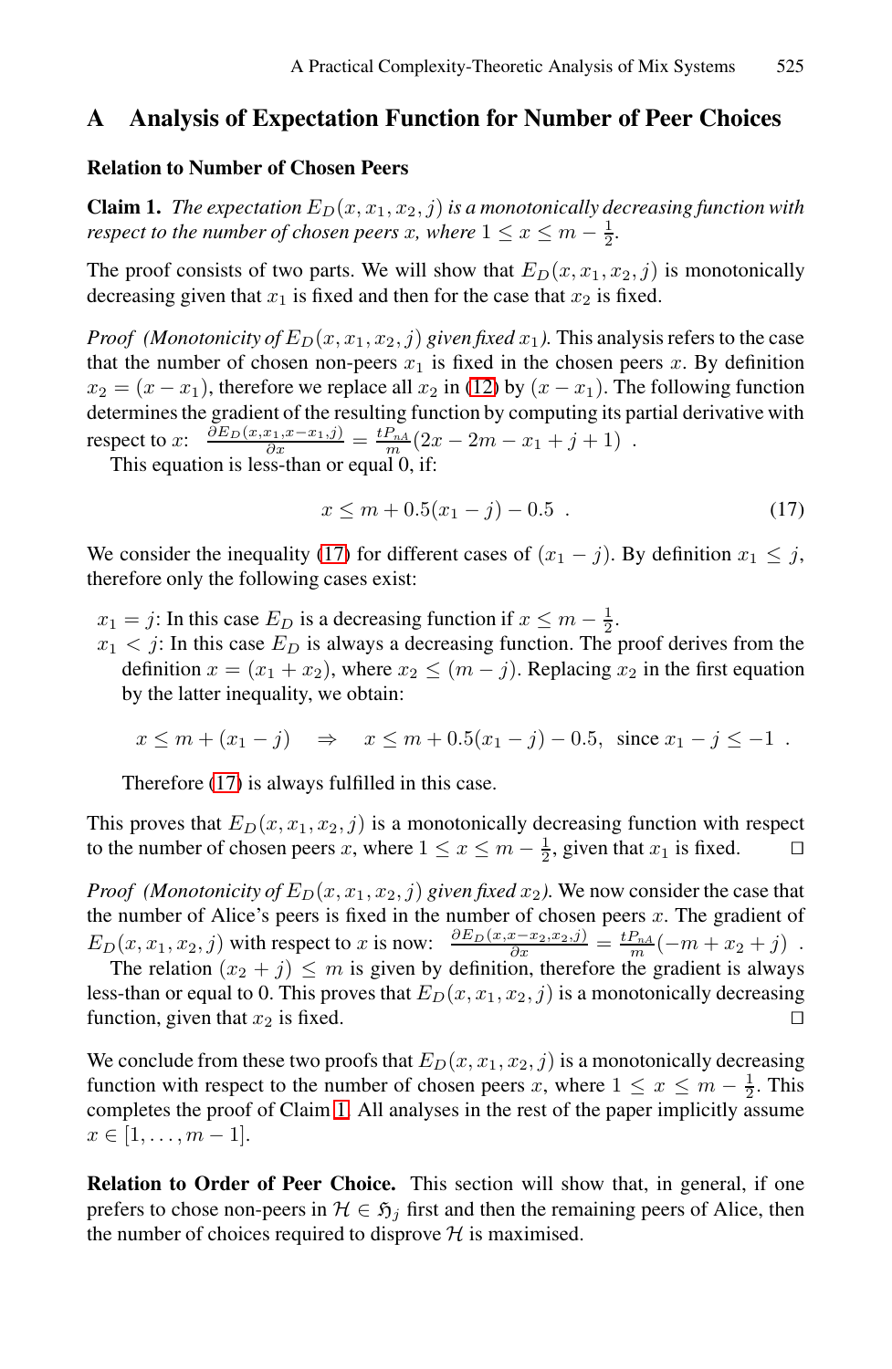## A Analysis of Expectation Function for Number of Peer Choices

### Relation to Number of Chosen Peers

**Claim 1.** *The expectation $E_D(x, x_1, x_2, j)$ is a monotonically decreasing function with respect to the number of chosen peers $x$, where $1 \leq x \leq m - \frac{1}{2}$.*

The proof consists of two parts. We will show that $E_D(x, x_1, x_2, j)$ is monotonically decreasing given that $x_1$ is fixed and then for the case that $x_2$ is fixed.

*Proof (Monotonicity of $E_D(x, x_1, x_2, j)$ given fixed $x_1$).* This analysis refers to the case that the number of chosen non-peers $x_1$ is fixed in the chosen peers $x$. By definition $x_2 = (x - x_1)$, therefore we replace all $x_2$ in (12) by $(x - x_1)$. The following function determines the gradient of the resulting function by computing its partial derivative with respect to $x$: $\frac{\partial E_D(x, x_1, x - x_1, j)}{\partial x} = \frac{t P_{nA}}{m}(2x - 2m - x_1 + j + 1)$ .

This equation is less-than or equal 0, if:

$$x \leq m + 0.5(x_1 - j) - 0.5 \ . \tag{17}$$

We consider the inequality (17) for different cases of $(x_1 - j)$. By definition $x_1 \leq j$, therefore only the following cases exist:

$x_1 = j$: In this case $E_D$ is a decreasing function if $x \leq m - \frac{1}{2}$.

$x_1 < j$: In this case $E_D$ is always a decreasing function. The proof derives from the definition $x = (x_1 + x_2)$, where $x_2 \leq (m - j)$. Replacing $x_2$ in the first equation by the latter inequality, we obtain:

$$x \leq m + (x_1 - j) \quad \Rightarrow \quad x \leq m + 0.5(x_1 - j) - 0.5, \ \text{ since } x_1 - j \leq -1 \ .$$

Therefore (17) is always fulfilled in this case.

This proves that $E_D(x, x_1, x_2, j)$ is a monotonically decreasing function with respect to the number of chosen peers $x$, where $1 \leq x \leq m - \frac{1}{2}$, given that $x_1$ is fixed. □

*Proof (Monotonicity of $E_D(x, x_1, x_2, j)$ given fixed $x_2$).* We now consider the case that the number of Alice's peers is fixed in the number of chosen peers $x$. The gradient of $E_D(x, x_1, x_2, j)$ with respect to $x$ is now: $\frac{\partial E_D(x, x - x_2, x_2, j)}{\partial x} = \frac{t P_{nA}}{m}(-m + x_2 + j)$ .

The relation $(x_2 + j) \leq m$ is given by definition, therefore the gradient is always less-than or equal to 0. This proves that $E_D(x, x_1, x_2, j)$ is a monotonically decreasing function, given that $x_2$ is fixed. □

We conclude from these two proofs that $E_D(x, x_1, x_2, j)$ is a monotonically decreasing function with respect to the number of chosen peers $x$, where $1 \leq x \leq m - \frac{1}{2}$. This completes the proof of Claim 1. All analyses in the rest of the paper implicitly assume $x \in [1, \ldots, m - 1]$.

**Relation to Order of Peer Choice.** This section will show that, in general, if one prefers to chose non-peers in $\mathcal{H} \in \mathfrak{H}_j$ first and then the remaining peers of Alice, then the number of choices required to disprove $\mathcal{H}$ is maximised.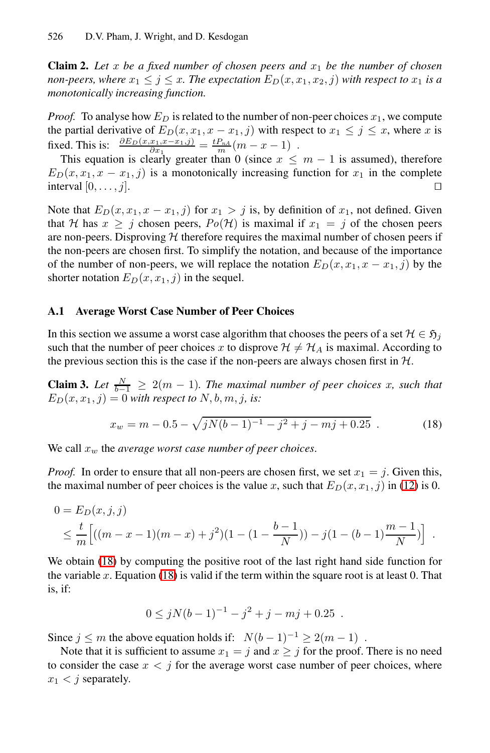**Claim 2.** *Let $x$ be a fixed number of chosen peers and $x_1$ be the number of chosen non-peers, where $x_1 \leq j \leq x$. The expectation $E_D(x, x_1, x_2, j)$ with respect to $x_1$ is a monotonically increasing function.*

*Proof.* To analyse how $E_D$ is related to the number of non-peer choices $x_1$, we compute the partial derivative of $E_D(x, x_1, x - x_1, j)$ with respect to $x_1 \leq j \leq x$, where $x$ is fixed. This is: $\frac{\partial E_D(x, x_1, x - x_1, j)}{\partial x_1} = \frac{t P_{nA}}{m}(m - x - 1)$ .

This equation is clearly greater than 0 (since $x \leq m - 1$ is assumed), therefore $E_D(x, x_1, x - x_1, j)$ is a monotonically increasing function for $x_1$ in the complete interval $[0, \dots, j]$. ☐

Note that $E_D(x, x_1, x - x_1, j)$ for $x_1 > j$ is, by definition of $x_1$, not defined. Given that $\mathcal{H}$ has $x \geq j$ chosen peers, $Po(\mathcal{H})$ is maximal if $x_1 = j$ of the chosen peers are non-peers. Disproving $\mathcal{H}$ therefore requires the maximal number of chosen peers if the non-peers are chosen first. To simplify the notation, and because of the importance of the number of non-peers, we will replace the notation $E_D(x, x_1, x - x_1, j)$ by the shorter notation $E_D(x, x_1, j)$ in the sequel.

### A.1 Average Worst Case Number of Peer Choices

In this section we assume a worst case algorithm that chooses the peers of a set $\mathcal{H} \in \mathfrak{H}_j$ such that the number of peer choices $x$ to disprove $\mathcal{H} \neq \mathcal{H}_A$ is maximal. According to the previous section this is the case if the non-peers are always chosen first in $\mathcal{H}$.

**Claim 3.** *Let $\frac{N}{b-1} \geq 2(m - 1)$. The maximal number of peer choices $x$, such that $E_D(x, x_1, j) = 0$ with respect to $N, b, m, j$, is:*

$$x_w = m - 0.5 - \sqrt{jN(b-1)^{-1} - j^2 + j - mj + 0.25} \ . \tag{18}$$

We call $x_w$ the *average worst case number of peer choices*.

*Proof.* In order to ensure that all non-peers are chosen first, we set $x_1 = j$. Given this, the maximal number of peer choices is the value $x$, such that $E_D(x, x_1, j)$ in (12) is 0.

$$\begin{aligned}
0 &= E_D(x, j, j) \\
&\leq \frac{t}{m}\Big[((m - x - 1)(m - x) + j^2)(1 - (1 - \frac{b-1}{N})) - j(1 - (b-1)\frac{m-1}{N})\Big] \ .
\end{aligned}$$

We obtain (18) by computing the positive root of the last right hand side function for the variable $x$. Equation (18) is valid if the term within the square root is at least 0. That is, if:

$$0 \leq jN(b-1)^{-1} - j^2 + j - mj + 0.25 \ .$$

Since $j \leq m$ the above equation holds if: $N(b-1)^{-1} \geq 2(m - 1)$ .

Note that it is sufficient to assume $x_1 = j$ and $x \geq j$ for the proof. There is no need to consider the case $x < j$ for the average worst case number of peer choices, where $x_1 < j$ separately.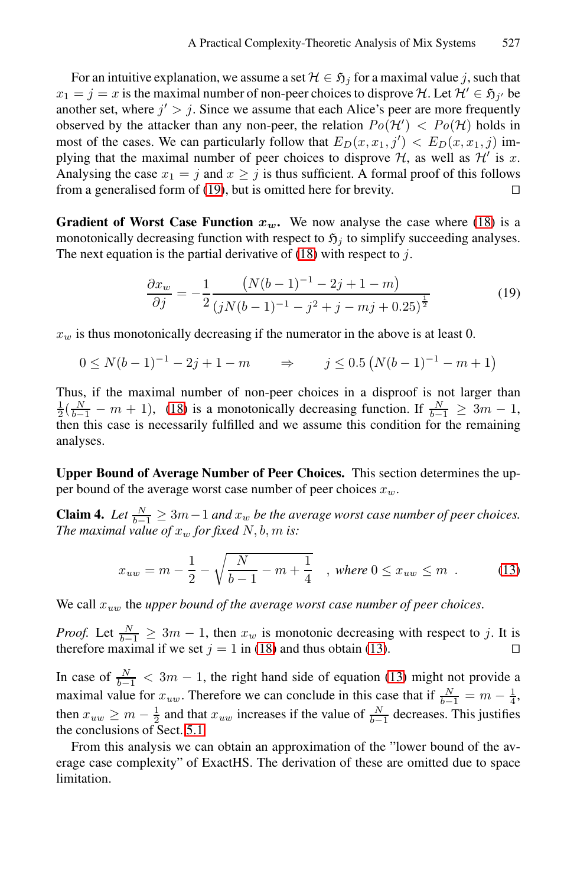For an intuitive explanation, we assume a set $\mathcal{H} \in \mathfrak{H}_j$ for a maximal value $j$, such that $x_1 = j = x$ is the maximal number of non-peer choices to disprove $\mathcal{H}$. Let $\mathcal{H}' \in \mathfrak{H}_{j'}$ be another set, where $j' > j$. Since we assume that each Alice's peer are more frequently observed by the attacker than any non-peer, the relation $Po(\mathcal{H}') < Po(\mathcal{H})$ holds in most of the cases. We can particularly follow that $E_D(x, x_1, j') < E_D(x, x_1, j)$ implying that the maximal number of peer choices to disprove $\mathcal{H}$, as well as $\mathcal{H}'$ is $x$. Analysing the case $x_1 = j$ and $x \geq j$ is thus sufficient. A formal proof of this follows from a generalised form of (19), but is omitted here for brevity. □

**Gradient of Worst Case Function $x_w$.** We now analyse the case where (18) is a monotonically decreasing function with respect to $\mathfrak{H}_j$ to simplify succeeding analyses. The next equation is the partial derivative of (18) with respect to $j$.

$$\frac{\partial x_w}{\partial j} = -\frac{1}{2} \frac{\left(N(b-1)^{-1} - 2j + 1 - m\right)}{(jN(b-1)^{-1} - j^2 + j - mj + 0.25)^{\frac{1}{2}}} \qquad (19)$$

$x_w$ is thus monotonically decreasing if the numerator in the above is at least 0.

$$0 \leq N(b-1)^{-1} - 2j + 1 - m \qquad \Rightarrow \qquad j \leq 0.5\left(N(b-1)^{-1} - m + 1\right)$$

Thus, if the maximal number of non-peer choices in a disproof is not larger than $\frac{1}{2}(\frac{N}{b-1} - m + 1)$, (18) is a monotonically decreasing function. If $\frac{N}{b-1} \geq 3m - 1$, then this case is necessarily fulfilled and we assume this condition for the remaining analyses.

**Upper Bound of Average Number of Peer Choices.** This section determines the upper bound of the average worst case number of peer choices $x_w$.

**Claim 4.** *Let $\frac{N}{b-1} \geq 3m - 1$ and $x_w$ be the average worst case number of peer choices. The maximal value of $x_w$ for fixed $N, b, m$ is:*

$$x_{uw} = m - \frac{1}{2} - \sqrt{\frac{N}{b-1} - m + \frac{1}{4}} \quad , \text{ where } 0 \leq x_{uw} \leq m \ . \qquad (13)$$

We call $x_{uw}$ the *upper bound of the average worst case number of peer choices*.

*Proof.* Let $\frac{N}{b-1} \geq 3m - 1$, then $x_w$ is monotonic decreasing with respect to $j$. It is therefore maximal if we set $j = 1$ in (18) and thus obtain (13). □

In case of $\frac{N}{b-1} < 3m - 1$, the right hand side of equation (13) might not provide a maximal value for $x_{uw}$. Therefore we can conclude in this case that if $\frac{N}{b-1} = m - \frac{1}{4}$, then $x_{uw} \geq m - \frac{1}{2}$ and that $x_{uw}$ increases if the value of $\frac{N}{b-1}$ decreases. This justifies the conclusions of Sect. 5.1.

From this analysis we can obtain an approximation of the "lower bound of the average case complexity" of ExactHS. The derivation of these are omitted due to space limitation.